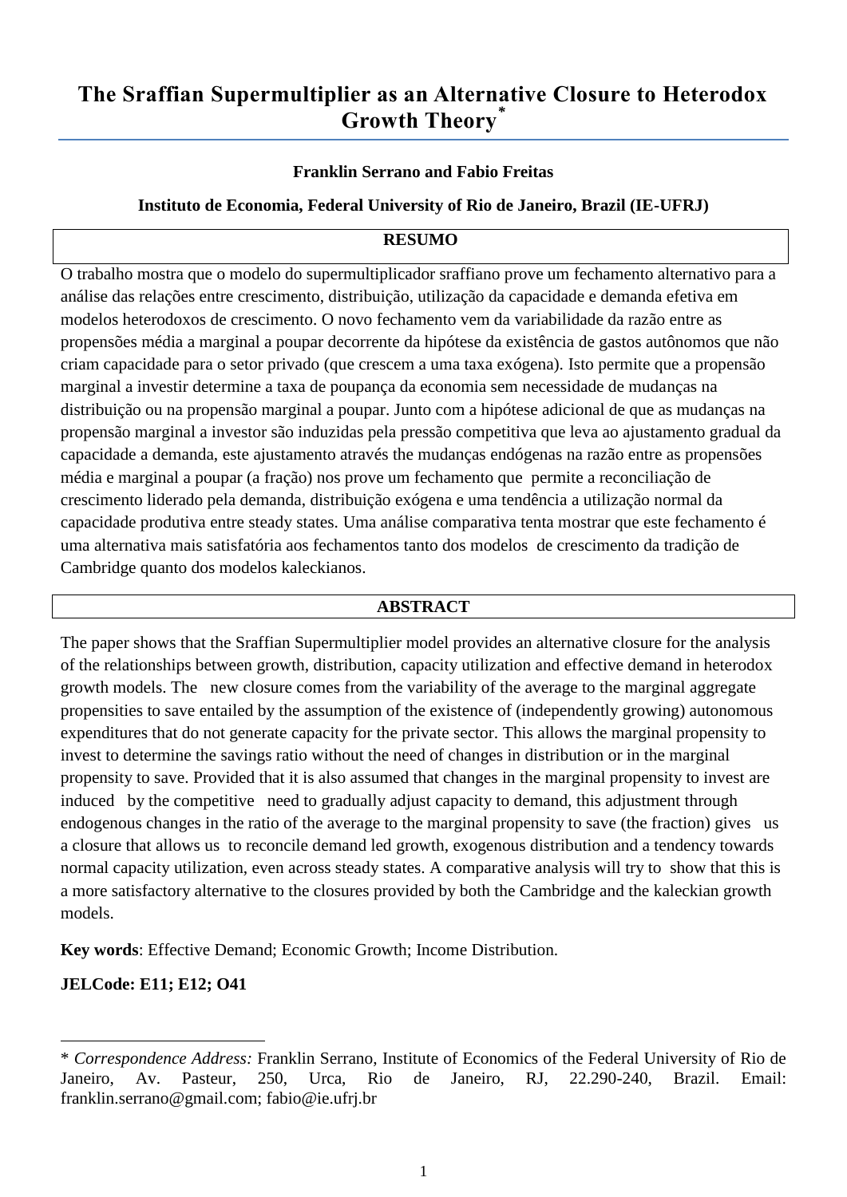# The Sraffian Supermultiplier as an Alternative Closure to Heterodox Growth Theory[*]

**Franklin Serrano and Fabio Freitas**

**Instituto de Economia, Federal University of Rio de Janeiro, Brazil (IE-UFRJ)**

## RESUMO

O trabalho mostra que o modelo do supermultiplicador sraffiano prove um fechamento alternativo para a análise das relações entre crescimento, distribuição, utilização da capacidade e demanda efetiva em modelos heterodoxos de crescimento. O novo fechamento vem da variabilidade da razão entre as propensões média a marginal a poupar decorrente da hipótese da existência de gastos autônomos que não criam capacidade para o setor privado (que crescem a uma taxa exógena). Isto permite que a propensão marginal a investir determine a taxa de poupança da economia sem necessidade de mudanças na distribuição ou na propensão marginal a poupar. Junto com a hipótese adicional de que as mudanças na propensão marginal a investor são induzidas pela pressão competitiva que leva ao ajustamento gradual da capacidade a demanda, este ajustamento através the mudanças endógenas na razão entre as propensões média e marginal a poupar (a fração) nos prove um fechamento que permite a reconciliação de crescimento liderado pela demanda, distribuição exógena e uma tendência a utilização normal da capacidade produtiva entre steady states. Uma análise comparativa tenta mostrar que este fechamento é uma alternativa mais satisfatória aos fechamentos tanto dos modelos de crescimento da tradição de Cambridge quanto dos modelos kaleckianos.

## ABSTRACT

The paper shows that the Sraffian Supermultiplier model provides an alternative closure for the analysis of the relationships between growth, distribution, capacity utilization and effective demand in heterodox growth models. The new closure comes from the variability of the average to the marginal aggregate propensities to save entailed by the assumption of the existence of (independently growing) autonomous expenditures that do not generate capacity for the private sector. This allows the marginal propensity to invest to determine the savings ratio without the need of changes in distribution or in the marginal propensity to save. Provided that it is also assumed that changes in the marginal propensity to invest are induced by the competitive need to gradually adjust capacity to demand, this adjustment through endogenous changes in the ratio of the average to the marginal propensity to save (the fraction) gives us a closure that allows us to reconcile demand led growth, exogenous distribution and a tendency towards normal capacity utilization, even across steady states. A comparative analysis will try to show that this is a more satisfactory alternative to the closures provided by both the Cambridge and the kaleckian growth models.

**Key words**: Effective Demand; Economic Growth; Income Distribution.

**JELCode: E11; E12; O41**

---

[*] *Correspondence Address:* Franklin Serrano, Institute of Economics of the Federal University of Rio de Janeiro, Av. Pasteur, 250, Urca, Rio de Janeiro, RJ, 22.290-240, Brazil. Email: franklin.serrano@gmail.com; fabio@ie.ufrj.br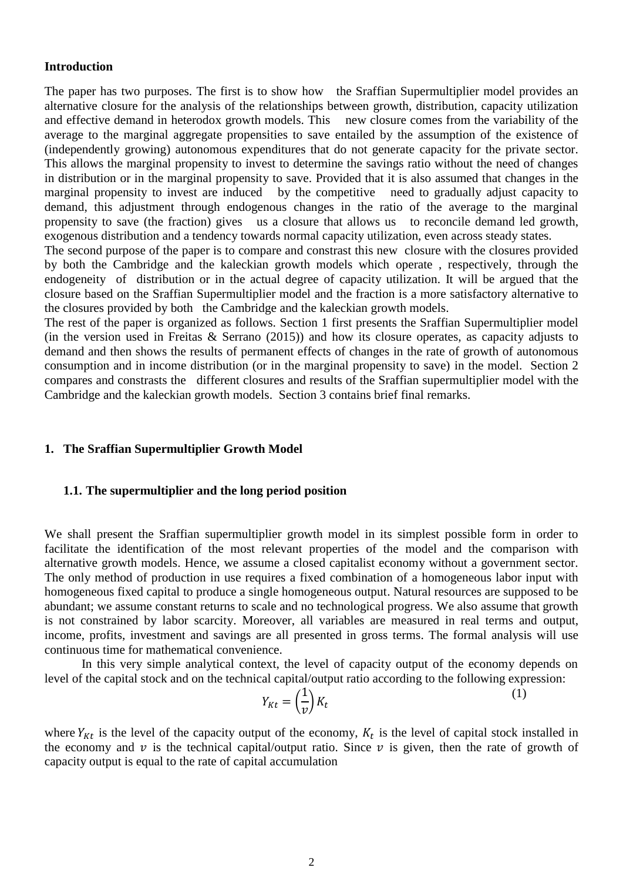### Introduction

The paper has two purposes. The first is to show how the Sraffian Supermultiplier model provides an alternative closure for the analysis of the relationships between growth, distribution, capacity utilization and effective demand in heterodox growth models. This new closure comes from the variability of the average to the marginal aggregate propensities to save entailed by the assumption of the existence of (independently growing) autonomous expenditures that do not generate capacity for the private sector. This allows the marginal propensity to invest to determine the savings ratio without the need of changes in distribution or in the marginal propensity to save. Provided that it is also assumed that changes in the marginal propensity to invest are induced by the competitive need to gradually adjust capacity to demand, this adjustment through endogenous changes in the ratio of the average to the marginal propensity to save (the fraction) gives us a closure that allows us to reconcile demand led growth, exogenous distribution and a tendency towards normal capacity utilization, even across steady states.

The second purpose of the paper is to compare and constrast this new closure with the closures provided by both the Cambridge and the kaleckian growth models which operate , respectively, through the endogeneity of distribution or in the actual degree of capacity utilization. It will be argued that the closure based on the Sraffian Supermultiplier model and the fraction is a more satisfactory alternative to the closures provided by both the Cambridge and the kaleckian growth models.

The rest of the paper is organized as follows. Section 1 first presents the Sraffian Supermultiplier model (in the version used in Freitas & Serrano (2015)) and how its closure operates, as capacity adjusts to demand and then shows the results of permanent effects of changes in the rate of growth of autonomous consumption and in income distribution (or in the marginal propensity to save) in the model. Section 2 compares and constrasts the different closures and results of the Sraffian supermultiplier model with the Cambridge and the kaleckian growth models. Section 3 contains brief final remarks.

### 1. The Sraffian Supermultiplier Growth Model

#### 1.1. The supermultiplier and the long period position

We shall present the Sraffian supermultiplier growth model in its simplest possible form in order to facilitate the identification of the most relevant properties of the model and the comparison with alternative growth models. Hence, we assume a closed capitalist economy without a government sector. The only method of production in use requires a fixed combination of a homogeneous labor input with homogeneous fixed capital to produce a single homogeneous output. Natural resources are supposed to be abundant; we assume constant returns to scale and no technological progress. We also assume that growth is not constrained by labor scarcity. Moreover, all variables are measured in real terms and output, income, profits, investment and savings are all presented in gross terms. The formal analysis will use continuous time for mathematical convenience.

In this very simple analytical context, the level of capacity output of the economy depends on level of the capital stock and on the technical capital/output ratio according to the following expression:

$$Y_{Kt} = \left(\frac{1}{v}\right) K_t \tag{1}$$

where $Y_{Kt}$ is the level of the capacity output of the economy, $K_t$ is the level of capital stock installed in the economy and $v$ is the technical capital/output ratio. Since $v$ is given, then the rate of growth of capacity output is equal to the rate of capital accumulation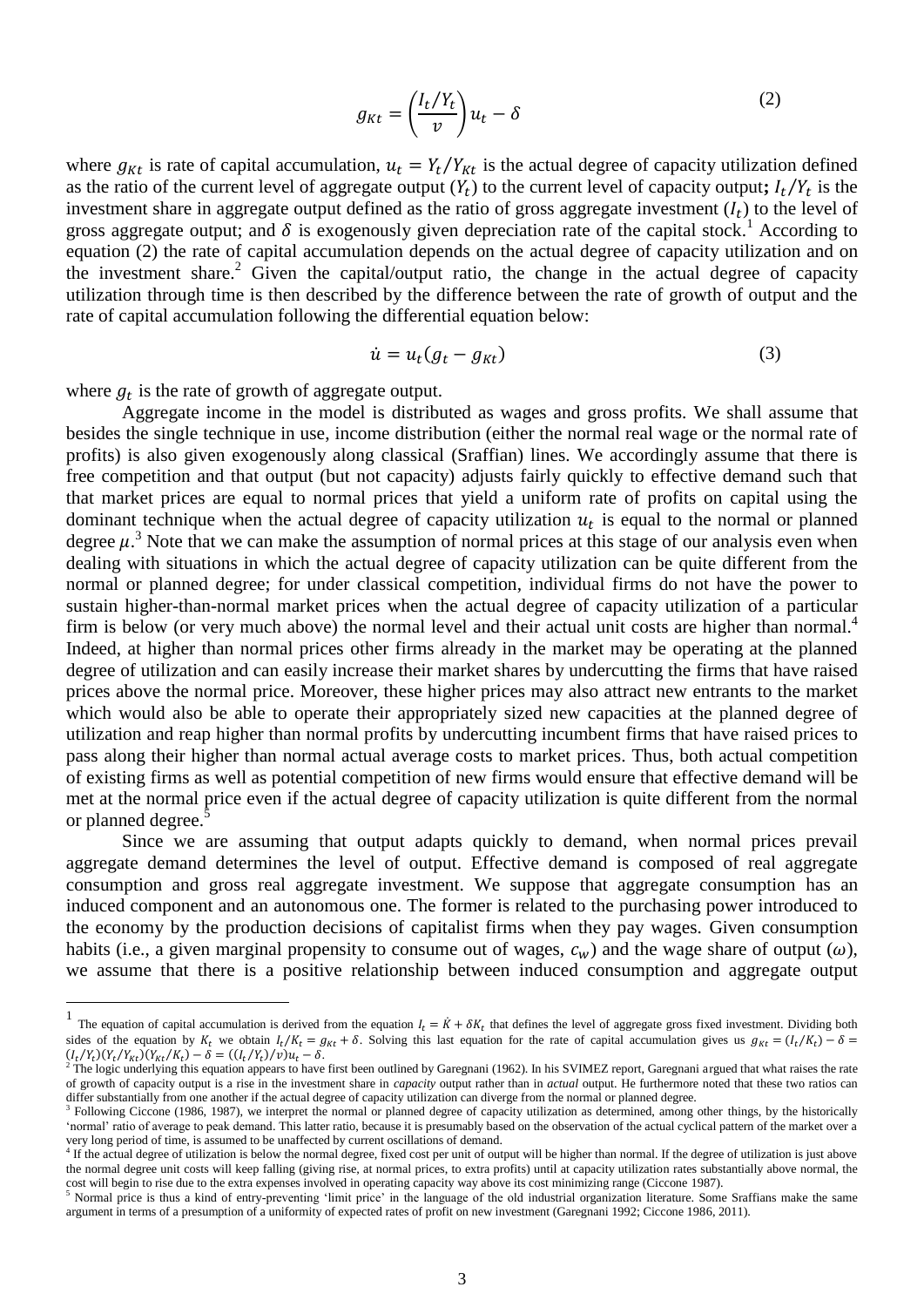$$g_{Kt} = \left(\frac{I_t/Y_t}{v}\right)u_t - \delta \tag{2}$$

where $g_{Kt}$ is rate of capital accumulation, $u_t = Y_t/Y_{Kt}$ is the actual degree of capacity utilization defined as the ratio of the current level of aggregate output ($Y_t$) to the current level of capacity output**;** $I_t/Y_t$ is the investment share in aggregate output defined as the ratio of gross aggregate investment ($I_t$) to the level of gross aggregate output; and $\delta$ is exogenously given depreciation rate of the capital stock.[1] According to equation (2) the rate of capital accumulation depends on the actual degree of capacity utilization and on the investment share.[2] Given the capital/output ratio, the change in the actual degree of capacity utilization through time is then described by the difference between the rate of growth of output and the rate of capital accumulation following the differential equation below:

$$\dot{u} = u_t(g_t - g_{Kt}) \tag{3}$$

where $g_t$ is the rate of growth of aggregate output.

Aggregate income in the model is distributed as wages and gross profits. We shall assume that besides the single technique in use, income distribution (either the normal real wage or the normal rate of profits) is also given exogenously along classical (Sraffian) lines. We accordingly assume that there is free competition and that output (but not capacity) adjusts fairly quickly to effective demand such that that market prices are equal to normal prices that yield a uniform rate of profits on capital using the dominant technique when the actual degree of capacity utilization $u_t$ is equal to the normal or planned degree $\mu$.[3] Note that we can make the assumption of normal prices at this stage of our analysis even when dealing with situations in which the actual degree of capacity utilization can be quite different from the normal or planned degree; for under classical competition, individual firms do not have the power to sustain higher-than-normal market prices when the actual degree of capacity utilization of a particular firm is below (or very much above) the normal level and their actual unit costs are higher than normal.[4] Indeed, at higher than normal prices other firms already in the market may be operating at the planned degree of utilization and can easily increase their market shares by undercutting the firms that have raised prices above the normal price. Moreover, these higher prices may also attract new entrants to the market which would also be able to operate their appropriately sized new capacities at the planned degree of utilization and reap higher than normal profits by undercutting incumbent firms that have raised prices to pass along their higher than normal actual average costs to market prices. Thus, both actual competition of existing firms as well as potential competition of new firms would ensure that effective demand will be met at the normal price even if the actual degree of capacity utilization is quite different from the normal or planned degree.[5]

Since we are assuming that output adapts quickly to demand, when normal prices prevail aggregate demand determines the level of output. Effective demand is composed of real aggregate consumption and gross real aggregate investment. We suppose that aggregate consumption has an induced component and an autonomous one. The former is related to the purchasing power introduced to the economy by the production decisions of capitalist firms when they pay wages. Given consumption habits (i.e., a given marginal propensity to consume out of wages, $c_w$) and the wage share of output ($\omega$), we assume that there is a positive relationship between induced consumption and aggregate output

---

[1] The equation of capital accumulation is derived from the equation $I_t = \dot{K} + \delta K_t$ that defines the level of aggregate gross fixed investment. Dividing both sides of the equation by $K_t$ we obtain $I_t/K_t = g_{Kt} + \delta$. Solving this last equation for the rate of capital accumulation gives us $g_{Kt} = (I_t/K_t) - \delta = (I_t/Y_t)(Y_t/Y_{Kt})(Y_{Kt}/K_t) - \delta = ((I_t/Y_t)/v)u_t - \delta$.

[2] The logic underlying this equation appears to have first been outlined by Garegnani (1962). In his SVIMEZ report, Garegnani argued that what raises the rate of growth of capacity output is a rise in the investment share in *capacity* output rather than in *actual* output. He furthermore noted that these two ratios can differ substantially from one another if the actual degree of capacity utilization can diverge from the normal or planned degree.

[3] Following Ciccone (1986, 1987), we interpret the normal or planned degree of capacity utilization as determined, among other things, by the historically 'normal' ratio of average to peak demand. This latter ratio, because it is presumably based on the observation of the actual cyclical pattern of the market over a very long period of time, is assumed to be unaffected by current oscillations of demand.

[4] If the actual degree of utilization is below the normal degree, fixed cost per unit of output will be higher than normal. If the degree of utilization is just above the normal degree unit costs will keep falling (giving rise, at normal prices, to extra profits) until at capacity utilization rates substantially above normal, the cost will begin to rise due to the extra expenses involved in operating capacity way above its cost minimizing range (Ciccone 1987).

[5] Normal price is thus a kind of entry-preventing 'limit price' in the language of the old industrial organization literature. Some Sraffians make the same argument in terms of a presumption of a uniformity of expected rates of profit on new investment (Garegnani 1992; Ciccone 1986, 2011).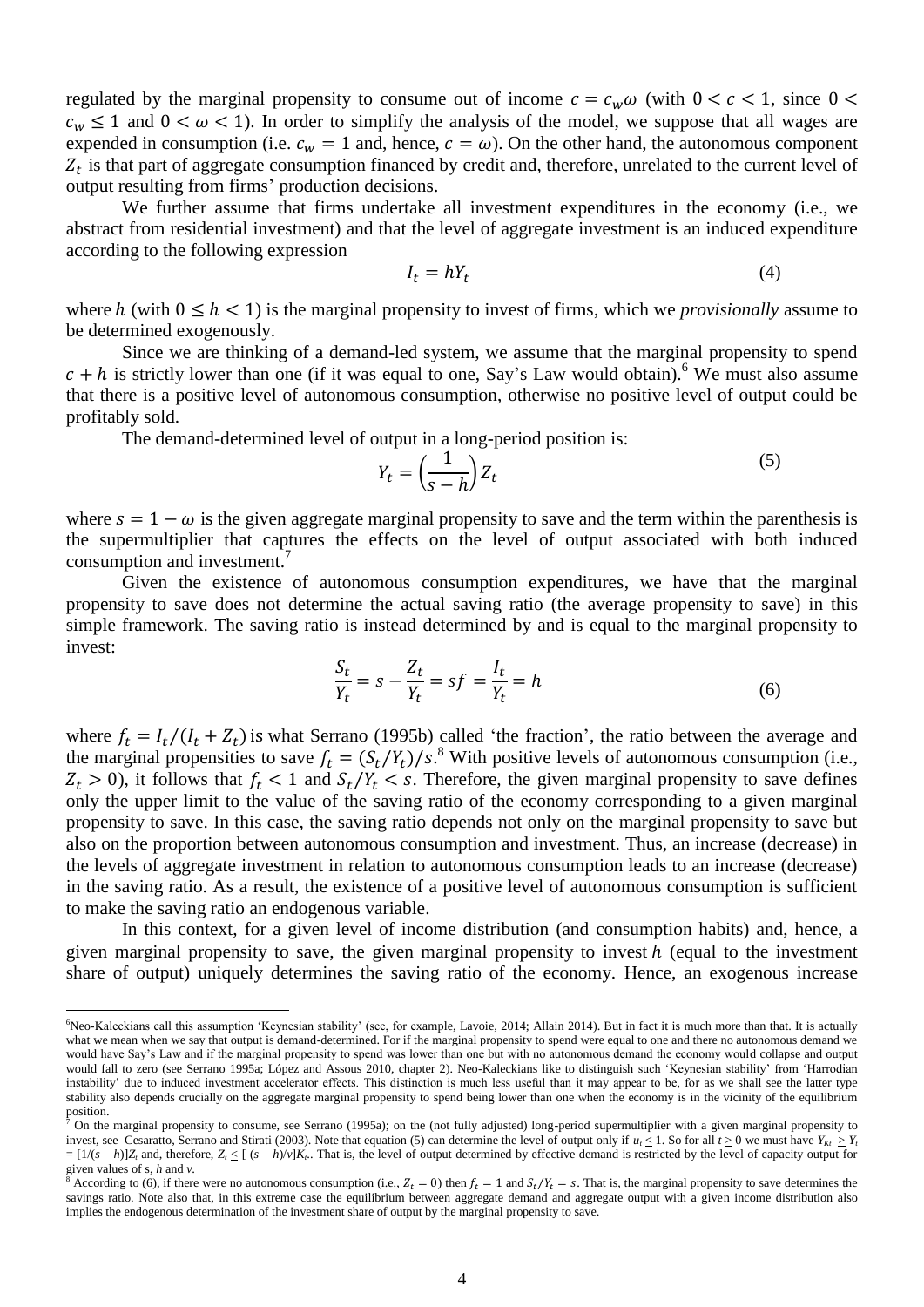regulated by the marginal propensity to consume out of income $c = c_w \omega$ (with $0 < c < 1$, since $0 < c_w \leq 1$ and $0 < \omega < 1$). In order to simplify the analysis of the model, we suppose that all wages are expended in consumption (i.e. $c_w = 1$ and, hence, $c = \omega$). On the other hand, the autonomous component $Z_t$ is that part of aggregate consumption financed by credit and, therefore, unrelated to the current level of output resulting from firms' production decisions.

We further assume that firms undertake all investment expenditures in the economy (i.e., we abstract from residential investment) and that the level of aggregate investment is an induced expenditure according to the following expression

$$I_t = hY_t \tag{4}$$

where $h$ (with $0 \leq h < 1$) is the marginal propensity to invest of firms, which we *provisionally* assume to be determined exogenously.

Since we are thinking of a demand-led system, we assume that the marginal propensity to spend $c + h$ is strictly lower than one (if it was equal to one, Say's Law would obtain).[6] We must also assume that there is a positive level of autonomous consumption, otherwise no positive level of output could be profitably sold.

The demand-determined level of output in a long-period position is:

$$Y_t = \left(\frac{1}{s - h}\right) Z_t \tag{5}$$

where $s = 1 - \omega$ is the given aggregate marginal propensity to save and the term within the parenthesis is the supermultiplier that captures the effects on the level of output associated with both induced consumption and investment.[7]

Given the existence of autonomous consumption expenditures, we have that the marginal propensity to save does not determine the actual saving ratio (the average propensity to save) in this simple framework. The saving ratio is instead determined by and is equal to the marginal propensity to invest:

$$\frac{S_t}{Y_t} = s - \frac{Z_t}{Y_t} = sf = \frac{I_t}{Y_t} = h \tag{6}$$

where $f_t = I_t/(I_t + Z_t)$ is what Serrano (1995b) called 'the fraction', the ratio between the average and the marginal propensities to save $f_t = (S_t/Y_t)/s$.[8] With positive levels of autonomous consumption (i.e., $Z_t > 0$), it follows that $f_t < 1$ and $S_t/Y_t < s$. Therefore, the given marginal propensity to save defines only the upper limit to the value of the saving ratio of the economy corresponding to a given marginal propensity to save. In this case, the saving ratio depends not only on the marginal propensity to save but also on the proportion between autonomous consumption and investment. Thus, an increase (decrease) in the levels of aggregate investment in relation to autonomous consumption leads to an increase (decrease) in the saving ratio. As a result, the existence of a positive level of autonomous consumption is sufficient to make the saving ratio an endogenous variable.

In this context, for a given level of income distribution (and consumption habits) and, hence, a given marginal propensity to save, the given marginal propensity to invest $h$ (equal to the investment share of output) uniquely determines the saving ratio of the economy. Hence, an exogenous increase

---

[6] Neo-Kaleckians call this assumption 'Keynesian stability' (see, for example, Lavoie, 2014; Allain 2014). But in fact it is much more than that. It is actually what we mean when we say that output is demand-determined. For if the marginal propensity to spend were equal to one and there no autonomous demand we would have Say's Law and if the marginal propensity to spend was lower than one but with no autonomous demand the economy would collapse and output would fall to zero (see Serrano 1995a; López and Assous 2010, chapter 2). Neo-Kaleckians like to distinguish such 'Keynesian stability' from 'Harrodian instability' due to induced investment accelerator effects. This distinction is much less useful than it may appear to be, for as we shall see the latter type stability also depends crucially on the aggregate marginal propensity to spend being lower than one when the economy is in the vicinity of the equilibrium position.

[7] On the marginal propensity to consume, see Serrano (1995a); on the (not fully adjusted) long-period supermultiplier with a given marginal propensity to invest, see Cesaratto, Serrano and Stirati (2003). Note that equation (5) can determine the level of output only if $u_t \leq 1$. So for all $t \geq 0$ we must have $Y_{Kt} \geq Y_t = [1/(s-h)]Z_t$ and, therefore, $Z_t \leq [(s-h)/v]K_t$. That is, the level of output determined by effective demand is restricted by the level of capacity output for given values of s, $h$ and $v$.

[8] According to (6), if there were no autonomous consumption (i.e., $Z_t = 0$) then $f_t = 1$ and $S_t/Y_t = s$. That is, the marginal propensity to save determines the savings ratio. Note also that, in this extreme case the equilibrium between aggregate demand and aggregate output with a given income distribution also implies the endogenous determination of the investment share of output by the marginal propensity to save.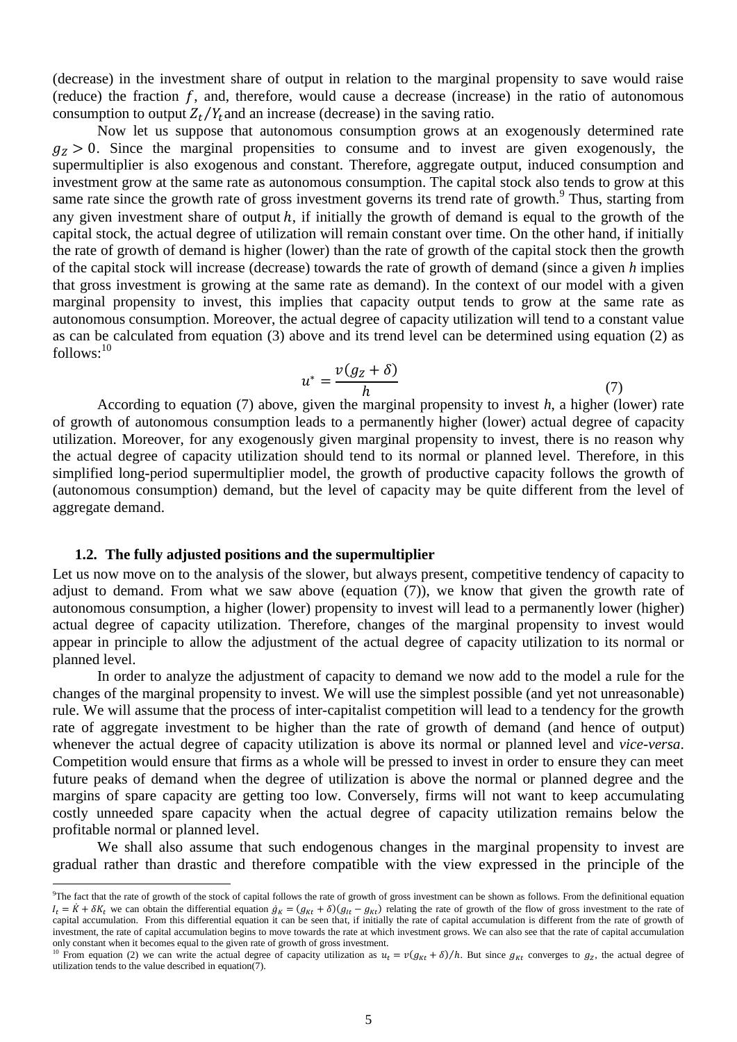(decrease) in the investment share of output in relation to the marginal propensity to save would raise (reduce) the fraction $f$, and, therefore, would cause a decrease (increase) in the ratio of autonomous consumption to output $Z_t/Y_t$ and an increase (decrease) in the saving ratio.

Now let us suppose that autonomous consumption grows at an exogenously determined rate $g_Z > 0$. Since the marginal propensities to consume and to invest are given exogenously, the supermultiplier is also exogenous and constant. Therefore, aggregate output, induced consumption and investment grow at the same rate as autonomous consumption. The capital stock also tends to grow at this same rate since the growth rate of gross investment governs its trend rate of growth.[9] Thus, starting from any given investment share of output $h$, if initially the growth of demand is equal to the growth of the capital stock, the actual degree of utilization will remain constant over time. On the other hand, if initially the rate of growth of demand is higher (lower) than the rate of growth of the capital stock then the growth of the capital stock will increase (decrease) towards the rate of growth of demand (since a given *h* implies that gross investment is growing at the same rate as demand). In the context of our model with a given marginal propensity to invest, this implies that capacity output tends to grow at the same rate as autonomous consumption. Moreover, the actual degree of capacity utilization will tend to a constant value as can be calculated from equation (3) above and its trend level can be determined using equation (2) as follows:[10]

$$u^* = \frac{v(g_Z + \delta)}{h} \tag{7}$$

According to equation (7) above, given the marginal propensity to invest *h*, a higher (lower) rate of growth of autonomous consumption leads to a permanently higher (lower) actual degree of capacity utilization. Moreover, for any exogenously given marginal propensity to invest, there is no reason why the actual degree of capacity utilization should tend to its normal or planned level. Therefore, in this simplified long-period supermultiplier model, the growth of productive capacity follows the growth of (autonomous consumption) demand, but the level of capacity may be quite different from the level of aggregate demand.

## 1.2. The fully adjusted positions and the supermultiplier

Let us now move on to the analysis of the slower, but always present, competitive tendency of capacity to adjust to demand. From what we saw above (equation (7)), we know that given the growth rate of autonomous consumption, a higher (lower) propensity to invest will lead to a permanently lower (higher) actual degree of capacity utilization. Therefore, changes of the marginal propensity to invest would appear in principle to allow the adjustment of the actual degree of capacity utilization to its normal or planned level.

In order to analyze the adjustment of capacity to demand we now add to the model a rule for the changes of the marginal propensity to invest. We will use the simplest possible (and yet not unreasonable) rule. We will assume that the process of inter-capitalist competition will lead to a tendency for the growth rate of aggregate investment to be higher than the rate of growth of demand (and hence of output) whenever the actual degree of capacity utilization is above its normal or planned level and *vice-versa*. Competition would ensure that firms as a whole will be pressed to invest in order to ensure they can meet future peaks of demand when the degree of utilization is above the normal or planned degree and the margins of spare capacity are getting too low. Conversely, firms will not want to keep accumulating costly unneeded spare capacity when the actual degree of capacity utilization remains below the profitable normal or planned level.

We shall also assume that such endogenous changes in the marginal propensity to invest are gradual rather than drastic and therefore compatible with the view expressed in the principle of the

[9] The fact that the rate of growth of the stock of capital follows the rate of growth of gross investment can be shown as follows. From the definitional equation $I_t = \dot{K} + \delta K_t$ we can obtain the differential equation $\dot{g}_K = (g_{Kt} + \delta)(g_{It} - g_{Kt})$ relating the rate of growth of the flow of gross investment to the rate of capital accumulation. From this differential equation it can be seen that, if initially the rate of capital accumulation is different from the rate of growth of investment, the rate of capital accumulation begins to move towards the rate at which investment grows. We can also see that the rate of capital accumulation only constant when it becomes equal to the given rate of growth of gross investment.

[10] From equation (2) we can write the actual degree of capacity utilization as $u_t = v(g_{Kt} + \delta)/h$. But since $g_{Kt}$ converges to $g_Z$, the actual degree of utilization tends to the value described in equation(7).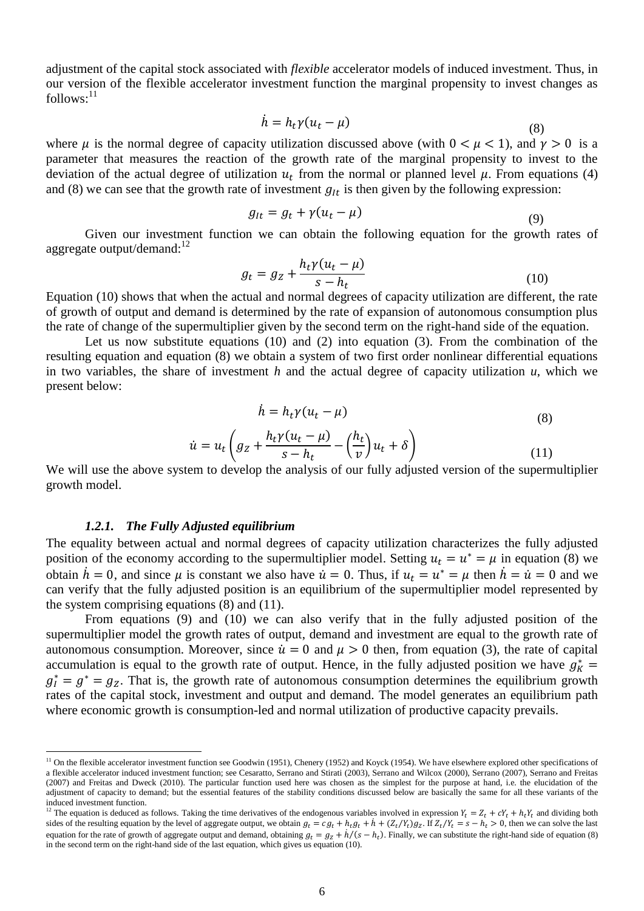adjustment of the capital stock associated with *flexible* accelerator models of induced investment. Thus, in our version of the flexible accelerator investment function the marginal propensity to invest changes as follows:[11]

$$\dot{h} = h_t \gamma (u_t - \mu) \tag{8}$$

where $\mu$ is the normal degree of capacity utilization discussed above (with $0 < \mu < 1$), and $\gamma > 0$ is a parameter that measures the reaction of the growth rate of the marginal propensity to invest to the deviation of the actual degree of utilization $u_t$ from the normal or planned level $\mu$. From equations (4) and (8) we can see that the growth rate of investment $g_{It}$ is then given by the following expression:

$$g_{It} = g_t + \gamma (u_t - \mu) \tag{9}$$

Given our investment function we can obtain the following equation for the growth rates of aggregate output/demand:[12]

$$g_t = g_Z + \frac{h_t \gamma (u_t - \mu)}{s - h_t} \tag{10}$$

Equation (10) shows that when the actual and normal degrees of capacity utilization are different, the rate of growth of output and demand is determined by the rate of expansion of autonomous consumption plus the rate of change of the supermultiplier given by the second term on the right-hand side of the equation.

Let us now substitute equations (10) and (2) into equation (3). From the combination of the resulting equation and equation (8) we obtain a system of two first order nonlinear differential equations in two variables, the share of investment $h$ and the actual degree of capacity utilization $u$, which we present below:

$$\dot{h} = h_t \gamma (u_t - \mu) \tag{8}$$

$$\dot{u} = u_t \left( g_Z + \frac{h_t \gamma (u_t - \mu)}{s - h_t} - \left( \frac{h_t}{v} \right) u_t + \delta \right) \tag{11}$$

We will use the above system to develop the analysis of our fully adjusted version of the supermultiplier growth model.

### *1.2.1. The Fully Adjusted equilibrium*

The equality between actual and normal degrees of capacity utilization characterizes the fully adjusted position of the economy according to the supermultiplier model. Setting $u_t = u^* = \mu$ in equation (8) we obtain $\dot{h} = 0$, and since $\mu$ is constant we also have $\dot{u} = 0$. Thus, if $u_t = u^* = \mu$ then $\dot{h} = \dot{u} = 0$ and we can verify that the fully adjusted position is an equilibrium of the supermultiplier model represented by the system comprising equations (8) and (11).

From equations (9) and (10) we can also verify that in the fully adjusted position of the supermultiplier model the growth rates of output, demand and investment are equal to the growth rate of autonomous consumption. Moreover, since $\dot{u} = 0$ and $\mu > 0$ then, from equation (3), the rate of capital accumulation is equal to the growth rate of output. Hence, in the fully adjusted position we have $g_K^* = g_I^* = g^* = g_Z$. That is, the growth rate of autonomous consumption determines the equilibrium growth rates of the capital stock, investment and output and demand. The model generates an equilibrium path where economic growth is consumption-led and normal utilization of productive capacity prevails.

---

[11] On the flexible accelerator investment function see Goodwin (1951), Chenery (1952) and Koyck (1954). We have elsewhere explored other specifications of a flexible accelerator induced investment function; see Cesaratto, Serrano and Stirati (2003), Serrano and Wilcox (2000), Serrano (2007), Serrano and Freitas (2007) and Freitas and Dweck (2010). The particular function used here was chosen as the simplest for the purpose at hand, i.e. the elucidation of the adjustment of capacity to demand; but the essential features of the stability conditions discussed below are basically the same for all these variants of the induced investment function.

[12] The equation is deduced as follows. Taking the time derivatives of the endogenous variables involved in expression $Y_t = Z_t + cY_t + h_t Y_t$ and dividing both sides of the resulting equation by the level of aggregate output, we obtain $g_t = cg_t + h_t g_t + \dot{h} + (Z_t/Y_t)g_Z$. If $Z_t/Y_t = s - h_t > 0$, then we can solve the last equation for the rate of growth of aggregate output and demand, obtaining $g_t = g_Z + \dot{h}/(s - h_t)$. Finally, we can substitute the right-hand side of equation (8) in the second term on the right-hand side of the last equation, which gives us equation (10).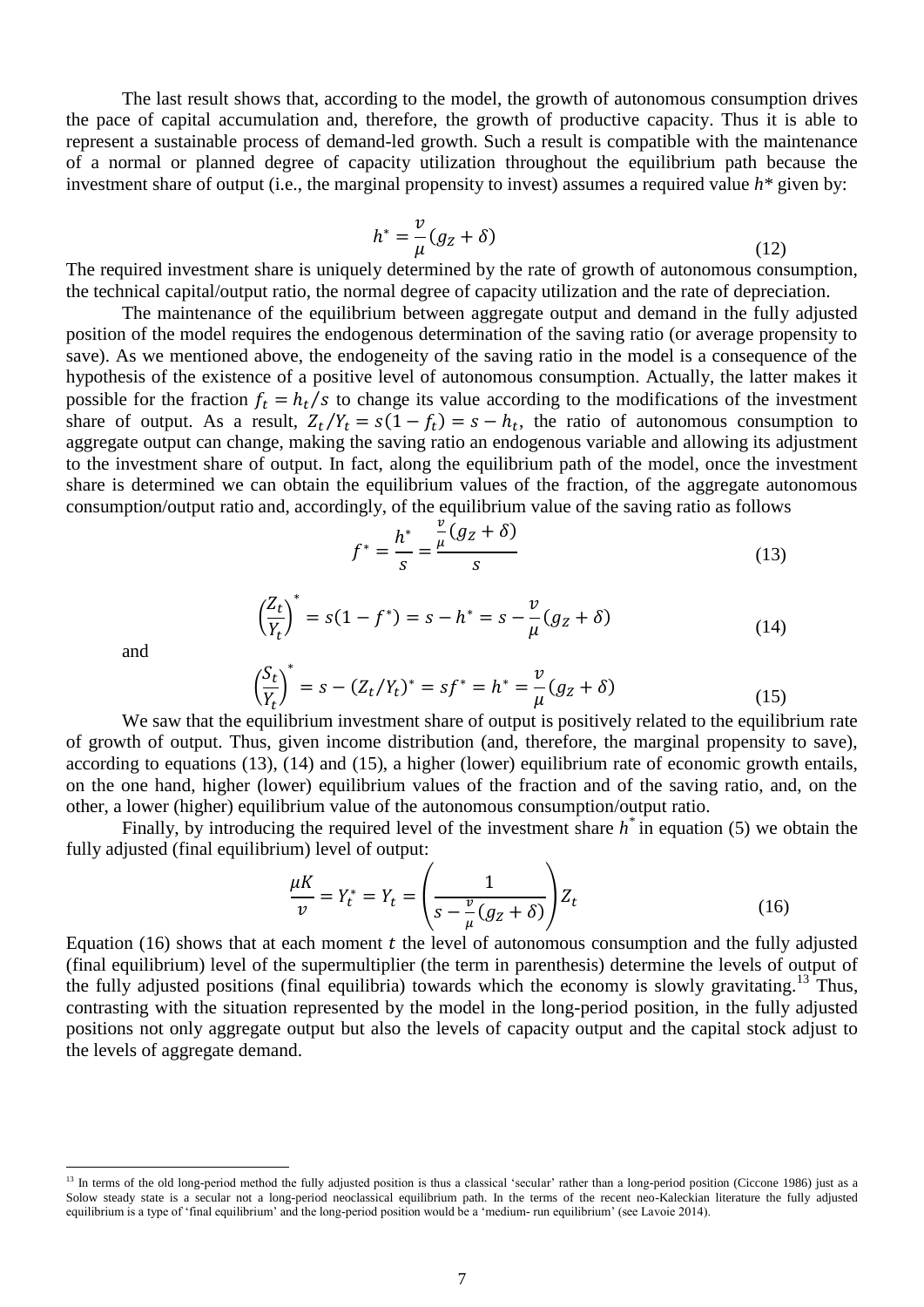The last result shows that, according to the model, the growth of autonomous consumption drives the pace of capital accumulation and, therefore, the growth of productive capacity. Thus it is able to represent a sustainable process of demand-led growth. Such a result is compatible with the maintenance of a normal or planned degree of capacity utilization throughout the equilibrium path because the investment share of output (i.e., the marginal propensity to invest) assumes a required value $h^*$ given by:

$$h^* = \frac{v}{\mu}(g_Z + \delta) \tag{12}$$

The required investment share is uniquely determined by the rate of growth of autonomous consumption, the technical capital/output ratio, the normal degree of capacity utilization and the rate of depreciation.

The maintenance of the equilibrium between aggregate output and demand in the fully adjusted position of the model requires the endogenous determination of the saving ratio (or average propensity to save). As we mentioned above, the endogeneity of the saving ratio in the model is a consequence of the hypothesis of the existence of a positive level of autonomous consumption. Actually, the latter makes it possible for the fraction $f_t = h_t/s$ to change its value according to the modifications of the investment share of output. As a result, $Z_t/Y_t = s(1 - f_t) = s - h_t$, the ratio of autonomous consumption to aggregate output can change, making the saving ratio an endogenous variable and allowing its adjustment to the investment share of output. In fact, along the equilibrium path of the model, once the investment share is determined we can obtain the equilibrium values of the fraction, of the aggregate autonomous consumption/output ratio and, accordingly, of the equilibrium value of the saving ratio as follows

$$f^* = \frac{h^*}{s} = \frac{\frac{v}{\mu}(g_Z + \delta)}{s} \tag{13}$$

$$\left(\frac{Z_t}{Y_t}\right)^* = s(1 - f^*) = s - h^* = s - \frac{v}{\mu}(g_Z + \delta) \tag{14}$$

and

$$\left(\frac{S_t}{Y_t}\right)^* = s - (Z_t/Y_t)^* = sf^* = h^* = \frac{v}{\mu}(g_Z + \delta) \tag{15}$$

We saw that the equilibrium investment share of output is positively related to the equilibrium rate of growth of output. Thus, given income distribution (and, therefore, the marginal propensity to save), according to equations (13), (14) and (15), a higher (lower) equilibrium rate of economic growth entails, on the one hand, higher (lower) equilibrium values of the fraction and of the saving ratio, and, on the other, a lower (higher) equilibrium value of the autonomous consumption/output ratio.

Finally, by introducing the required level of the investment share $h^*$ in equation (5) we obtain the fully adjusted (final equilibrium) level of output:

$$\frac{\mu K}{v} = Y_t^* = Y_t = \left(\frac{1}{s - \frac{v}{\mu}(g_Z + \delta)}\right) Z_t \tag{16}$$

Equation (16) shows that at each moment $t$ the level of autonomous consumption and the fully adjusted (final equilibrium) level of the supermultiplier (the term in parenthesis) determine the levels of output of the fully adjusted positions (final equilibria) towards which the economy is slowly gravitating.[13] Thus, contrasting with the situation represented by the model in the long-period position, in the fully adjusted positions not only aggregate output but also the levels of capacity output and the capital stock adjust to the levels of aggregate demand.

[13] In terms of the old long-period method the fully adjusted position is thus a classical 'secular' rather than a long-period position (Ciccone 1986) just as a Solow steady state is a secular not a long-period neoclassical equilibrium path. In the terms of the recent neo-Kaleckian literature the fully adjusted equilibrium is a type of 'final equilibrium' and the long-period position would be a 'medium- run equilibrium' (see Lavoie 2014).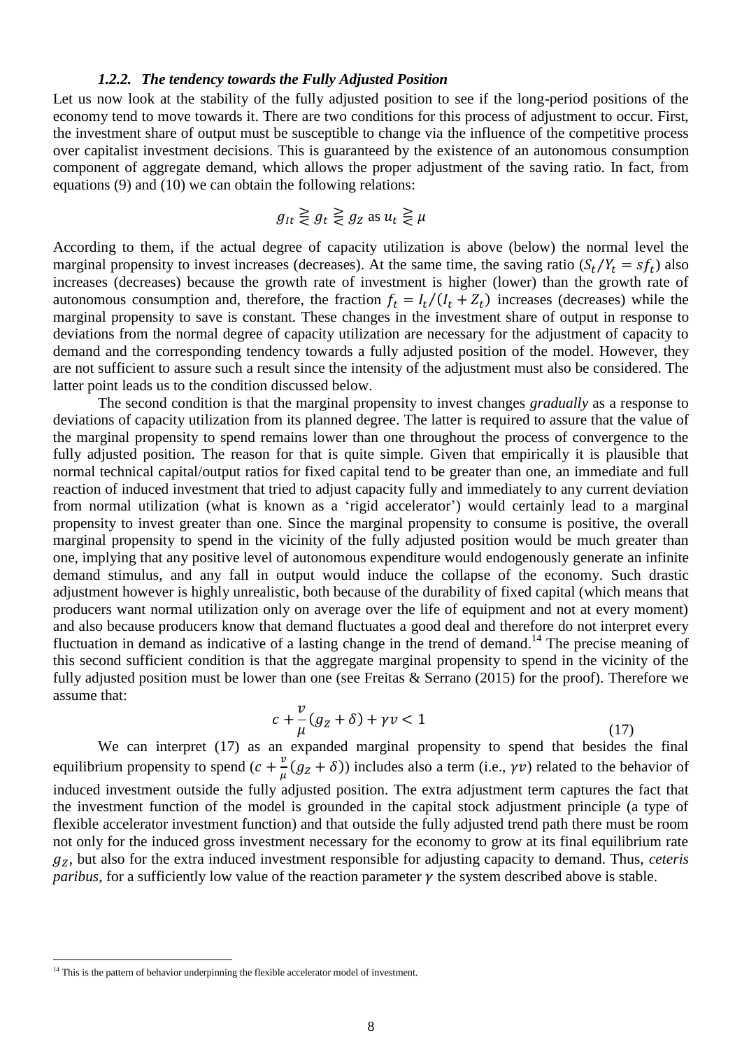### *1.2.2. The tendency towards the Fully Adjusted Position*

Let us now look at the stability of the fully adjusted position to see if the long-period positions of the economy tend to move towards it. There are two conditions for this process of adjustment to occur. First, the investment share of output must be susceptible to change via the influence of the competitive process over capitalist investment decisions. This is guaranteed by the existence of an autonomous consumption component of aggregate demand, which allows the proper adjustment of the saving ratio. In fact, from equations (9) and (10) we can obtain the following relations:

$$g_{It} \gtreqless g_t \gtreqless g_Z \text{ as } u_t \gtreqless \mu$$

According to them, if the actual degree of capacity utilization is above (below) the normal level the marginal propensity to invest increases (decreases). At the same time, the saving ratio ($S_t/Y_t = sf_t$) also increases (decreases) because the growth rate of investment is higher (lower) than the growth rate of autonomous consumption and, therefore, the fraction $f_t = I_t/(I_t + Z_t)$ increases (decreases) while the marginal propensity to save is constant. These changes in the investment share of output in response to deviations from the normal degree of capacity utilization are necessary for the adjustment of capacity to demand and the corresponding tendency towards a fully adjusted position of the model. However, they are not sufficient to assure such a result since the intensity of the adjustment must also be considered. The latter point leads us to the condition discussed below.

The second condition is that the marginal propensity to invest changes *gradually* as a response to deviations of capacity utilization from its planned degree. The latter is required to assure that the value of the marginal propensity to spend remains lower than one throughout the process of convergence to the fully adjusted position. The reason for that is quite simple. Given that empirically it is plausible that normal technical capital/output ratios for fixed capital tend to be greater than one, an immediate and full reaction of induced investment that tried to adjust capacity fully and immediately to any current deviation from normal utilization (what is known as a 'rigid accelerator') would certainly lead to a marginal propensity to invest greater than one. Since the marginal propensity to consume is positive, the overall marginal propensity to spend in the vicinity of the fully adjusted position would be much greater than one, implying that any positive level of autonomous expenditure would endogenously generate an infinite demand stimulus, and any fall in output would induce the collapse of the economy. Such drastic adjustment however is highly unrealistic, both because of the durability of fixed capital (which means that producers want normal utilization only on average over the life of equipment and not at every moment) and also because producers know that demand fluctuates a good deal and therefore do not interpret every fluctuation in demand as indicative of a lasting change in the trend of demand.[14] The precise meaning of this second sufficient condition is that the aggregate marginal propensity to spend in the vicinity of the fully adjusted position must be lower than one (see Freitas & Serrano (2015) for the proof). Therefore we assume that:

$$c + \frac{v}{\mu}(g_Z + \delta) + \gamma v < 1 \tag{17}$$

We can interpret (17) as an expanded marginal propensity to spend that besides the final equilibrium propensity to spend ($c + \frac{v}{\mu}(g_Z + \delta)$) includes also a term (i.e., $\gamma v$) related to the behavior of induced investment outside the fully adjusted position. The extra adjustment term captures the fact that the investment function of the model is grounded in the capital stock adjustment principle (a type of flexible accelerator investment function) and that outside the fully adjusted trend path there must be room not only for the induced gross investment necessary for the economy to grow at its final equilibrium rate $g_Z$, but also for the extra induced investment responsible for adjusting capacity to demand. Thus, *ceteris paribus*, for a sufficiently low value of the reaction parameter $\gamma$ the system described above is stable.

[14] This is the pattern of behavior underpinning the flexible accelerator model of investment.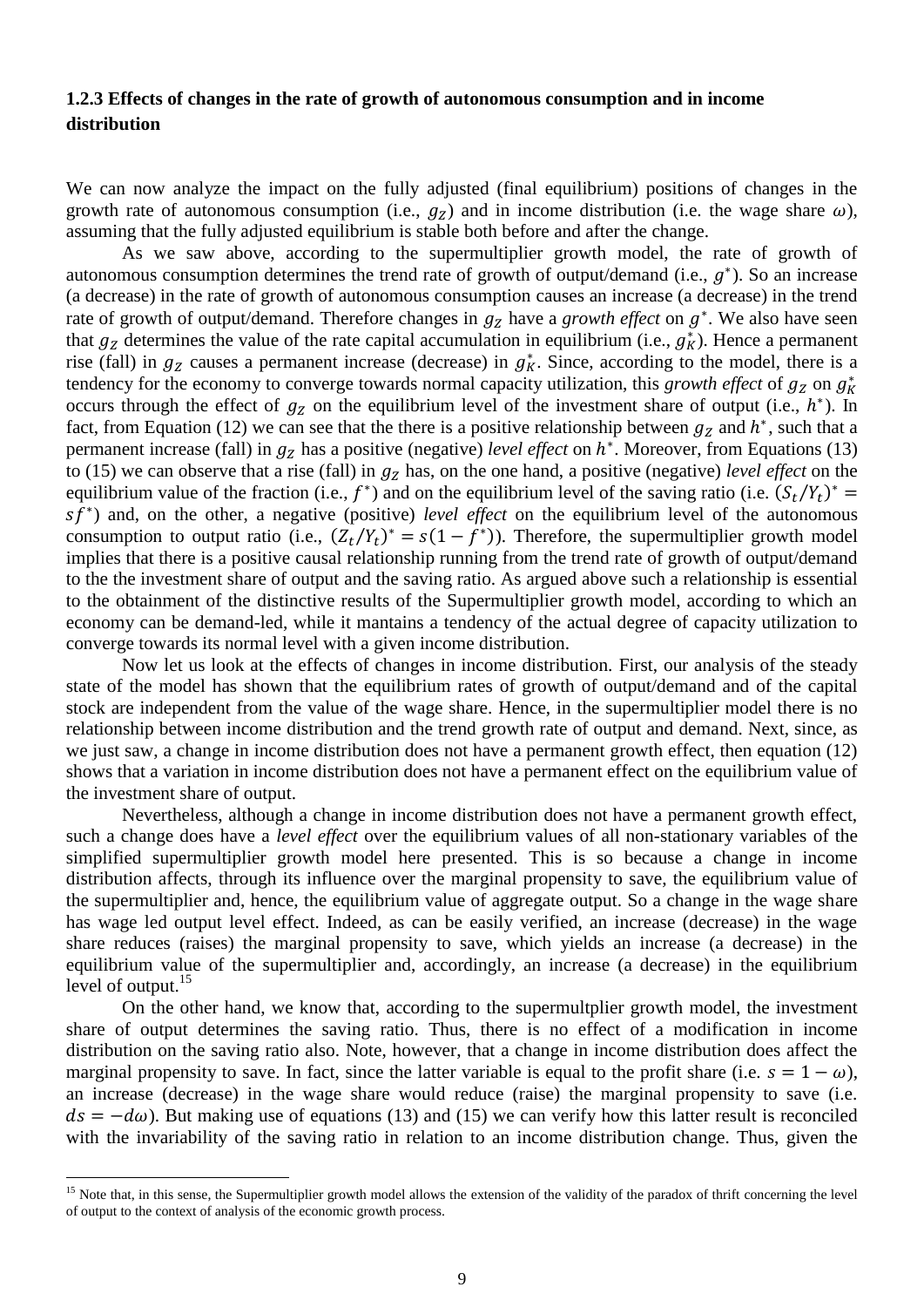### 1.2.3 Effects of changes in the rate of growth of autonomous consumption and in income distribution

We can now analyze the impact on the fully adjusted (final equilibrium) positions of changes in the growth rate of autonomous consumption (i.e., $g_Z$) and in income distribution (i.e. the wage share $\omega$), assuming that the fully adjusted equilibrium is stable both before and after the change.

As we saw above, according to the supermultiplier growth model, the rate of growth of autonomous consumption determines the trend rate of growth of output/demand (i.e., $g^*$). So an increase (a decrease) in the rate of growth of autonomous consumption causes an increase (a decrease) in the trend rate of growth of output/demand. Therefore changes in $g_Z$ have a *growth effect* on $g^*$. We also have seen that $g_Z$ determines the value of the rate capital accumulation in equilibrium (i.e., $g_K^*$). Hence a permanent rise (fall) in $g_Z$ causes a permanent increase (decrease) in $g_K^*$. Since, according to the model, there is a tendency for the economy to converge towards normal capacity utilization, this *growth effect* of $g_Z$ on $g_K^*$ occurs through the effect of $g_Z$ on the equilibrium level of the investment share of output (i.e., $h^*$). In fact, from Equation (12) we can see that the there is a positive relationship between $g_Z$ and $h^*$, such that a permanent increase (fall) in $g_Z$ has a positive (negative) *level effect* on $h^*$. Moreover, from Equations (13) to (15) we can observe that a rise (fall) in $g_Z$ has, on the one hand, a positive (negative) *level effect* on the equilibrium value of the fraction (i.e., $f^*$) and on the equilibrium level of the saving ratio (i.e. $(S_t/Y_t)^* = sf^*$) and, on the other, a negative (positive) *level effect* on the equilibrium level of the autonomous consumption to output ratio (i.e., $(Z_t/Y_t)^* = s(1 - f^*)$). Therefore, the supermultiplier growth model implies that there is a positive causal relationship running from the trend rate of growth of output/demand to the the investment share of output and the saving ratio. As argued above such a relationship is essential to the obtainment of the distinctive results of the Supermultiplier growth model, according to which an economy can be demand-led, while it mantains a tendency of the actual degree of capacity utilization to converge towards its normal level with a given income distribution.

Now let us look at the effects of changes in income distribution. First, our analysis of the steady state of the model has shown that the equilibrium rates of growth of output/demand and of the capital stock are independent from the value of the wage share. Hence, in the supermultiplier model there is no relationship between income distribution and the trend growth rate of output and demand. Next, since, as we just saw, a change in income distribution does not have a permanent growth effect, then equation (12) shows that a variation in income distribution does not have a permanent effect on the equilibrium value of the investment share of output.

Nevertheless, although a change in income distribution does not have a permanent growth effect, such a change does have a *level effect* over the equilibrium values of all non-stationary variables of the simplified supermultiplier growth model here presented. This is so because a change in income distribution affects, through its influence over the marginal propensity to save, the equilibrium value of the supermultiplier and, hence, the equilibrium value of aggregate output. So a change in the wage share has wage led output level effect. Indeed, as can be easily verified, an increase (decrease) in the wage share reduces (raises) the marginal propensity to save, which yields an increase (a decrease) in the equilibrium value of the supermultiplier and, accordingly, an increase (a decrease) in the equilibrium level of output.[15]

On the other hand, we know that, according to the supermultplier growth model, the investment share of output determines the saving ratio. Thus, there is no effect of a modification in income distribution on the saving ratio also. Note, however, that a change in income distribution does affect the marginal propensity to save. In fact, since the latter variable is equal to the profit share (i.e. $s = 1 - \omega$), an increase (decrease) in the wage share would reduce (raise) the marginal propensity to save (i.e. $ds = -d\omega$). But making use of equations (13) and (15) we can verify how this latter result is reconciled with the invariability of the saving ratio in relation to an income distribution change. Thus, given the

---

[15] Note that, in this sense, the Supermultiplier growth model allows the extension of the validity of the paradox of thrift concerning the level of output to the context of analysis of the economic growth process.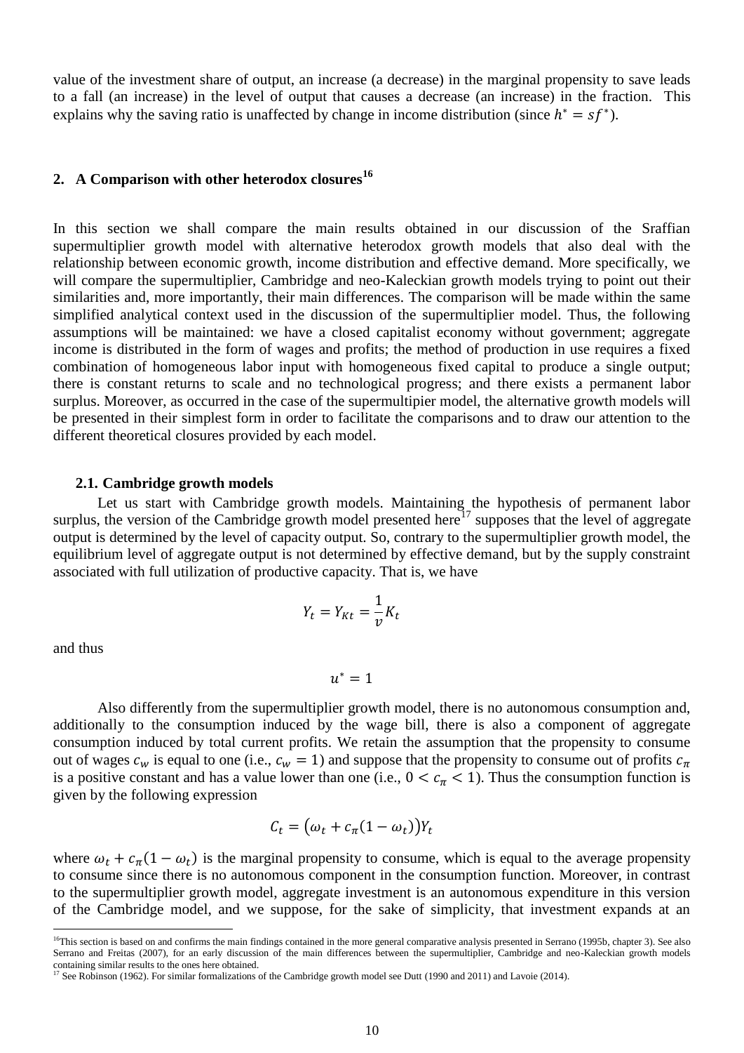value of the investment share of output, an increase (a decrease) in the marginal propensity to save leads to a fall (an increase) in the level of output that causes a decrease (an increase) in the fraction. This explains why the saving ratio is unaffected by change in income distribution (since $h^* = sf^*$).

## 2. A Comparison with other heterodox closures[16]

In this section we shall compare the main results obtained in our discussion of the Sraffian supermultiplier growth model with alternative heterodox growth models that also deal with the relationship between economic growth, income distribution and effective demand. More specifically, we will compare the supermultiplier, Cambridge and neo-Kaleckian growth models trying to point out their similarities and, more importantly, their main differences. The comparison will be made within the same simplified analytical context used in the discussion of the supermultiplier model. Thus, the following assumptions will be maintained: we have a closed capitalist economy without government; aggregate income is distributed in the form of wages and profits; the method of production in use requires a fixed combination of homogeneous labor input with homogeneous fixed capital to produce a single output; there is constant returns to scale and no technological progress; and there exists a permanent labor surplus. Moreover, as occurred in the case of the supermultipier model, the alternative growth models will be presented in their simplest form in order to facilitate the comparisons and to draw our attention to the different theoretical closures provided by each model.

### 2.1. Cambridge growth models

Let us start with Cambridge growth models. Maintaining the hypothesis of permanent labor surplus, the version of the Cambridge growth model presented here[17] supposes that the level of aggregate output is determined by the level of capacity output. So, contrary to the supermultiplier growth model, the equilibrium level of aggregate output is not determined by effective demand, but by the supply constraint associated with full utilization of productive capacity. That is, we have

$$Y_t = Y_{Kt} = \frac{1}{v} K_t$$

and thus

$$u^* = 1$$

Also differently from the supermultiplier growth model, there is no autonomous consumption and, additionally to the consumption induced by the wage bill, there is also a component of aggregate consumption induced by total current profits. We retain the assumption that the propensity to consume out of wages $c_w$ is equal to one (i.e., $c_w = 1$) and suppose that the propensity to consume out of profits $c_\pi$ is a positive constant and has a value lower than one (i.e., $0 < c_\pi < 1$). Thus the consumption function is given by the following expression

$$C_t = \big(\omega_t + c_\pi (1 - \omega_t)\big) Y_t$$

where $\omega_t + c_\pi(1 - \omega_t)$ is the marginal propensity to consume, which is equal to the average propensity to consume since there is no autonomous component in the consumption function. Moreover, in contrast to the supermultiplier growth model, aggregate investment is an autonomous expenditure in this version of the Cambridge model, and we suppose, for the sake of simplicity, that investment expands at an

[16] This section is based on and confirms the main findings contained in the more general comparative analysis presented in Serrano (1995b, chapter 3). See also Serrano and Freitas (2007), for an early discussion of the main differences between the supermultiplier, Cambridge and neo-Kaleckian growth models containing similar results to the ones here obtained.

[17] See Robinson (1962). For similar formalizations of the Cambridge growth model see Dutt (1990 and 2011) and Lavoie (2014).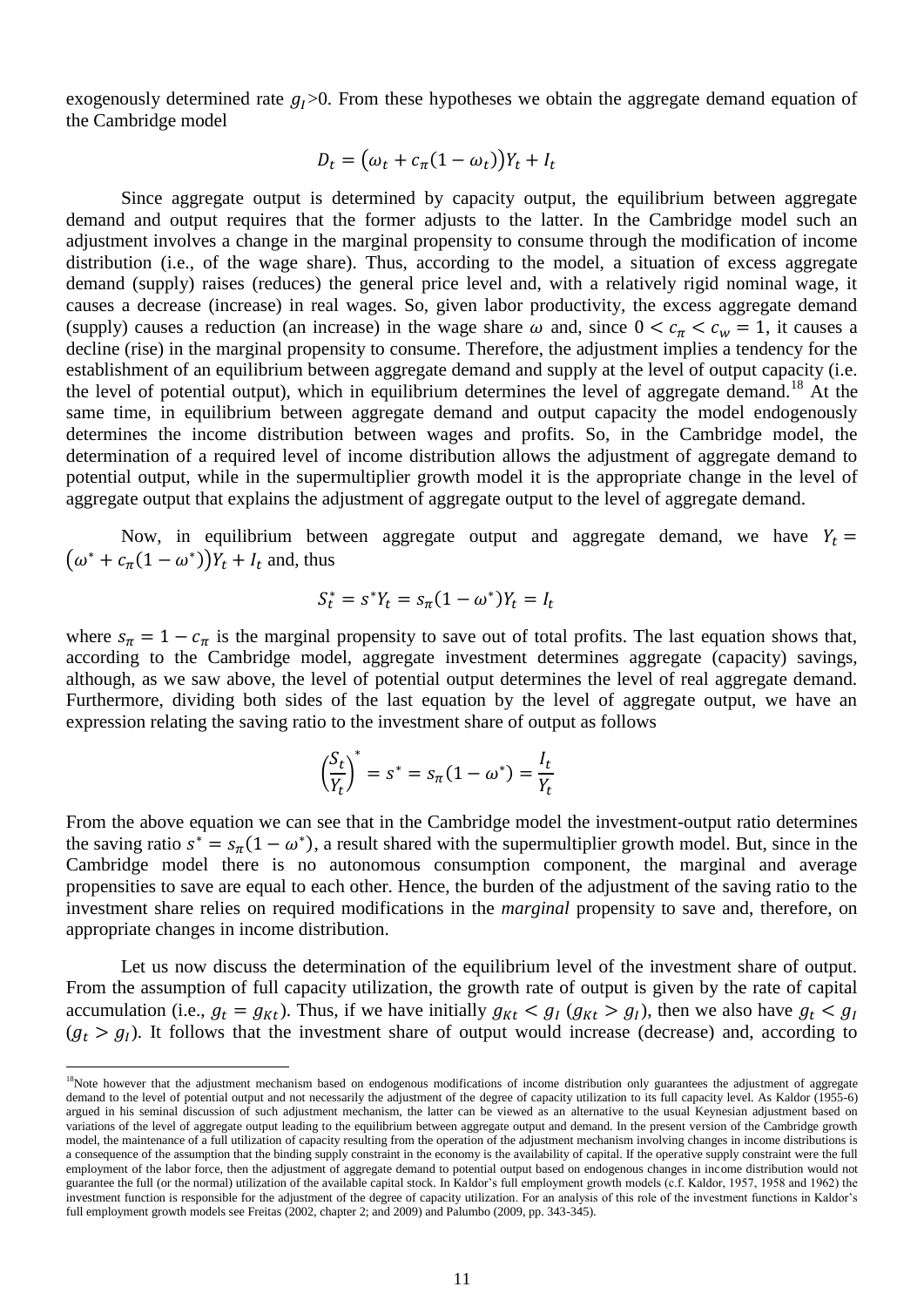exogenously determined rate $g_I$>0. From these hypotheses we obtain the aggregate demand equation of the Cambridge model

$$D_t = \left(\omega_t + c_\pi(1-\omega_t)\right)Y_t + I_t$$

Since aggregate output is determined by capacity output, the equilibrium between aggregate demand and output requires that the former adjusts to the latter. In the Cambridge model such an adjustment involves a change in the marginal propensity to consume through the modification of income distribution (i.e., of the wage share). Thus, according to the model, a situation of excess aggregate demand (supply) raises (reduces) the general price level and, with a relatively rigid nominal wage, it causes a decrease (increase) in real wages. So, given labor productivity, the excess aggregate demand (supply) causes a reduction (an increase) in the wage share $\omega$ and, since $0 < c_\pi < c_w = 1$, it causes a decline (rise) in the marginal propensity to consume. Therefore, the adjustment implies a tendency for the establishment of an equilibrium between aggregate demand and supply at the level of output capacity (i.e. the level of potential output), which in equilibrium determines the level of aggregate demand.[18] At the same time, in equilibrium between aggregate demand and output capacity the model endogenously determines the income distribution between wages and profits. So, in the Cambridge model, the determination of a required level of income distribution allows the adjustment of aggregate demand to potential output, while in the supermultiplier growth model it is the appropriate change in the level of aggregate output that explains the adjustment of aggregate output to the level of aggregate demand.

Now, in equilibrium between aggregate output and aggregate demand, we have $Y_t = \left(\omega^* + c_\pi(1-\omega^*)\right)Y_t + I_t$ and, thus

$$S_t^* = s^* Y_t = s_\pi(1-\omega^*)Y_t = I_t$$

where $s_\pi = 1 - c_\pi$ is the marginal propensity to save out of total profits. The last equation shows that, according to the Cambridge model, aggregate investment determines aggregate (capacity) savings, although, as we saw above, the level of potential output determines the level of real aggregate demand. Furthermore, dividing both sides of the last equation by the level of aggregate output, we have an expression relating the saving ratio to the investment share of output as follows

$$\left(\frac{S_t}{Y_t}\right)^* = s^* = s_\pi(1-\omega^*) = \frac{I_t}{Y_t}$$

From the above equation we can see that in the Cambridge model the investment-output ratio determines the saving ratio $s^* = s_\pi(1-\omega^*)$, a result shared with the supermultiplier growth model. But, since in the Cambridge model there is no autonomous consumption component, the marginal and average propensities to save are equal to each other. Hence, the burden of the adjustment of the saving ratio to the investment share relies on required modifications in the *marginal* propensity to save and, therefore, on appropriate changes in income distribution.

Let us now discuss the determination of the equilibrium level of the investment share of output. From the assumption of full capacity utilization, the growth rate of output is given by the rate of capital accumulation (i.e., $g_t = g_{Kt}$). Thus, if we have initially $g_{Kt} < g_I$ ($g_{Kt} > g_I$), then we also have $g_t < g_I$ ($g_t > g_I$). It follows that the investment share of output would increase (decrease) and, according to

[18] Note however that the adjustment mechanism based on endogenous modifications of income distribution only guarantees the adjustment of aggregate demand to the level of potential output and not necessarily the adjustment of the degree of capacity utilization to its full capacity level. As Kaldor (1955-6) argued in his seminal discussion of such adjustment mechanism, the latter can be viewed as an alternative to the usual Keynesian adjustment based on variations of the level of aggregate output leading to the equilibrium between aggregate output and demand. In the present version of the Cambridge growth model, the maintenance of a full utilization of capacity resulting from the operation of the adjustment mechanism involving changes in income distributions is a consequence of the assumption that the binding supply constraint in the economy is the availability of capital. If the operative supply constraint were the full employment of the labor force, then the adjustment of aggregate demand to potential output based on endogenous changes in income distribution would not guarantee the full (or the normal) utilization of the available capital stock. In Kaldor's full employment growth models (c.f. Kaldor, 1957, 1958 and 1962) the investment function is responsible for the adjustment of the degree of capacity utilization. For an analysis of this role of the investment functions in Kaldor's full employment growth models see Freitas (2002, chapter 2; and 2009) and Palumbo (2009, pp. 343-345).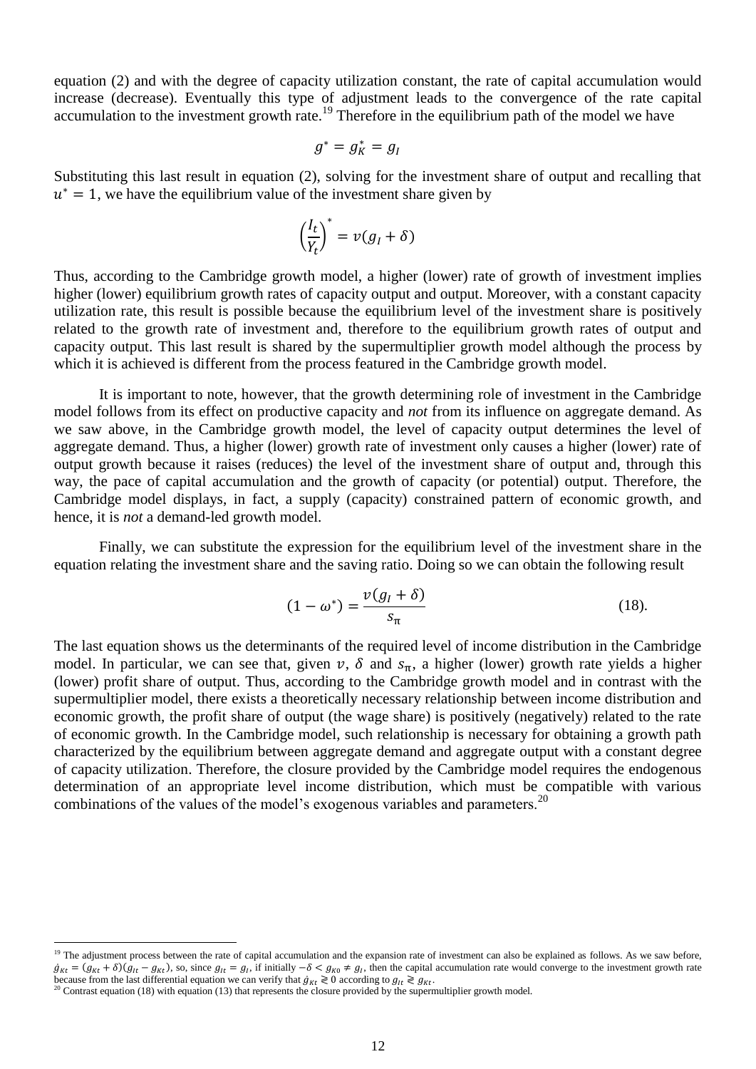equation (2) and with the degree of capacity utilization constant, the rate of capital accumulation would increase (decrease). Eventually this type of adjustment leads to the convergence of the rate capital accumulation to the investment growth rate.[19] Therefore in the equilibrium path of the model we have

$$g^* = g_K^* = g_I$$

Substituting this last result in equation (2), solving for the investment share of output and recalling that $u^* = 1$, we have the equilibrium value of the investment share given by

$$\left(\frac{I_t}{Y_t}\right)^* = v(g_I + \delta)$$

Thus, according to the Cambridge growth model, a higher (lower) rate of growth of investment implies higher (lower) equilibrium growth rates of capacity output and output. Moreover, with a constant capacity utilization rate, this result is possible because the equilibrium level of the investment share is positively related to the growth rate of investment and, therefore to the equilibrium growth rates of output and capacity output. This last result is shared by the supermultiplier growth model although the process by which it is achieved is different from the process featured in the Cambridge growth model.

It is important to note, however, that the growth determining role of investment in the Cambridge model follows from its effect on productive capacity and *not* from its influence on aggregate demand. As we saw above, in the Cambridge growth model, the level of capacity output determines the level of aggregate demand. Thus, a higher (lower) growth rate of investment only causes a higher (lower) rate of output growth because it raises (reduces) the level of the investment share of output and, through this way, the pace of capital accumulation and the growth of capacity (or potential) output. Therefore, the Cambridge model displays, in fact, a supply (capacity) constrained pattern of economic growth, and hence, it is *not* a demand-led growth model.

Finally, we can substitute the expression for the equilibrium level of the investment share in the equation relating the investment share and the saving ratio. Doing so we can obtain the following result

$$(1 - \omega^*) = \frac{v(g_I + \delta)}{s_\pi} \tag{18}$$

The last equation shows us the determinants of the required level of income distribution in the Cambridge model. In particular, we can see that, given $v$, $\delta$ and $s_\pi$, a higher (lower) growth rate yields a higher (lower) profit share of output. Thus, according to the Cambridge growth model and in contrast with the supermultiplier model, there exists a theoretically necessary relationship between income distribution and economic growth, the profit share of output (the wage share) is positively (negatively) related to the rate of economic growth. In the Cambridge model, such relationship is necessary for obtaining a growth path characterized by the equilibrium between aggregate demand and aggregate output with a constant degree of capacity utilization. Therefore, the closure provided by the Cambridge model requires the endogenous determination of an appropriate level income distribution, which must be compatible with various combinations of the values of the model's exogenous variables and parameters.[20]

---

[19] The adjustment process between the rate of capital accumulation and the expansion rate of investment can also be explained as follows. As we saw before, $\dot{g}_{Kt} = (g_{Kt} + \delta)(g_{It} - g_{Kt})$, so, since $g_{It} = g_I$, if initially $-\delta < g_{K0} \neq g_I$, then the capital accumulation rate would converge to the investment growth rate because from the last differential equation we can verify that $\dot{g}_{Kt} \gtrless 0$ according to $g_{It} \gtrless g_{Kt}$.

[20] Contrast equation (18) with equation (13) that represents the closure provided by the supermultiplier growth model.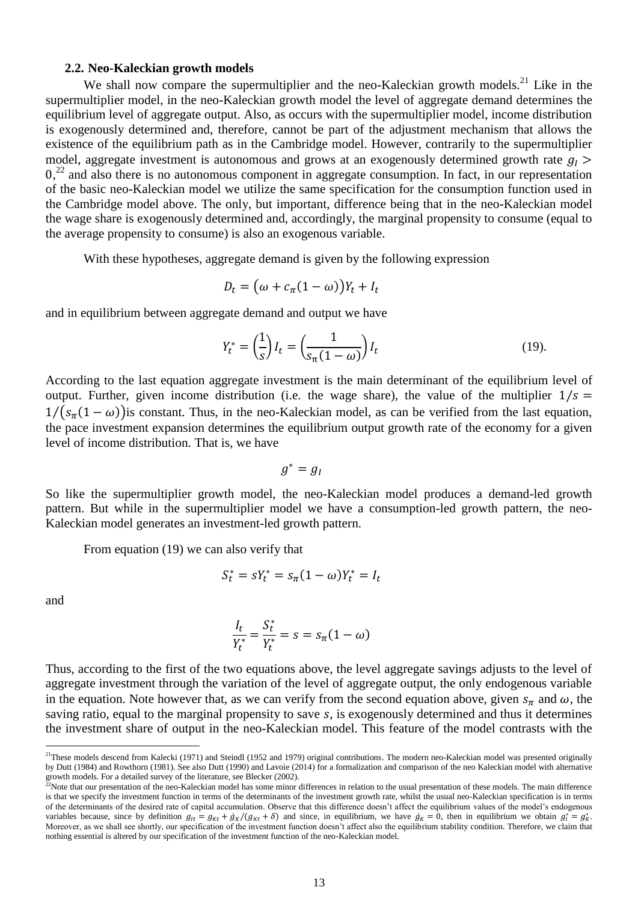### 2.2. Neo-Kaleckian growth models

We shall now compare the supermultiplier and the neo-Kaleckian growth models.[21] Like in the supermultiplier model, in the neo-Kaleckian growth model the level of aggregate demand determines the equilibrium level of aggregate output. Also, as occurs with the supermultiplier model, income distribution is exogenously determined and, therefore, cannot be part of the adjustment mechanism that allows the existence of the equilibrium path as in the Cambridge model. However, contrarily to the supermultiplier model, aggregate investment is autonomous and grows at an exogenously determined growth rate $g_I > 0$,[22] and also there is no autonomous component in aggregate consumption. In fact, in our representation of the basic neo-Kaleckian model we utilize the same specification for the consumption function used in the Cambridge model above. The only, but important, difference being that in the neo-Kaleckian model the wage share is exogenously determined and, accordingly, the marginal propensity to consume (equal to the average propensity to consume) is also an exogenous variable.

With these hypotheses, aggregate demand is given by the following expression

$$D_t = \big(\omega + c_\pi(1-\omega)\big)Y_t + I_t$$

and in equilibrium between aggregate demand and output we have

$$Y_t^* = \left(\frac{1}{s}\right) I_t = \left(\frac{1}{s_\pi(1-\omega)}\right) I_t \qquad (19).$$

According to the last equation aggregate investment is the main determinant of the equilibrium level of output. Further, given income distribution (i.e. the wage share), the value of the multiplier $1/s = 1/\big(s_\pi(1-\omega)\big)$is constant. Thus, in the neo-Kaleckian model, as can be verified from the last equation, the pace investment expansion determines the equilibrium output growth rate of the economy for a given level of income distribution. That is, we have

$$g^* = g_I$$

So like the supermultiplier growth model, the neo-Kaleckian model produces a demand-led growth pattern. But while in the supermultiplier model we have a consumption-led growth pattern, the neo-Kaleckian model generates an investment-led growth pattern.

From equation (19) we can also verify that

$$S_t^* = sY_t^* = s_\pi(1-\omega)Y_t^* = I_t$$

and

$$\frac{I_t}{Y_t^*} = \frac{S_t^*}{Y_t^*} = s = s_\pi(1-\omega)$$

Thus, according to the first of the two equations above, the level aggregate savings adjusts to the level of aggregate investment through the variation of the level of aggregate output, the only endogenous variable in the equation. Note however that, as we can verify from the second equation above, given $s_\pi$ and $\omega$, the saving ratio, equal to the marginal propensity to save $s$, is exogenously determined and thus it determines the investment share of output in the neo-Kaleckian model. This feature of the model contrasts with the

---

[21] These models descend from Kalecki (1971) and Steindl (1952 and 1979) original contributions. The modern neo-Kaleckian model was presented originally by Dutt (1984) and Rowthorn (1981). See also Dutt (1990) and Lavoie (2014) for a formalization and comparison of the neo Kaleckian model with alternative growth models. For a detailed survey of the literature, see Blecker (2002).

[22] Note that our presentation of the neo-Kaleckian model has some minor differences in relation to the usual presentation of these models. The main difference is that we specify the investment function in terms of the determinants of the investment growth rate, whilst the usual neo-Kaleckian specification is in terms of the determinants of the desired rate of capital accumulation. Observe that this difference doesn't affect the equilibrium values of the model's endogenous variables because, since by definition $g_{It} = g_{Kt} + \dot{g}_K/(g_{Kt} + \delta)$ and since, in equilibrium, we have $\dot{g}_K = 0$, then in equilibrium we obtain $g_I^* = g_K^*$. Moreover, as we shall see shortly, our specification of the investment function doesn't affect also the equilibrium stability condition. Therefore, we claim that nothing essential is altered by our specification of the investment function of the neo-Kaleckian model.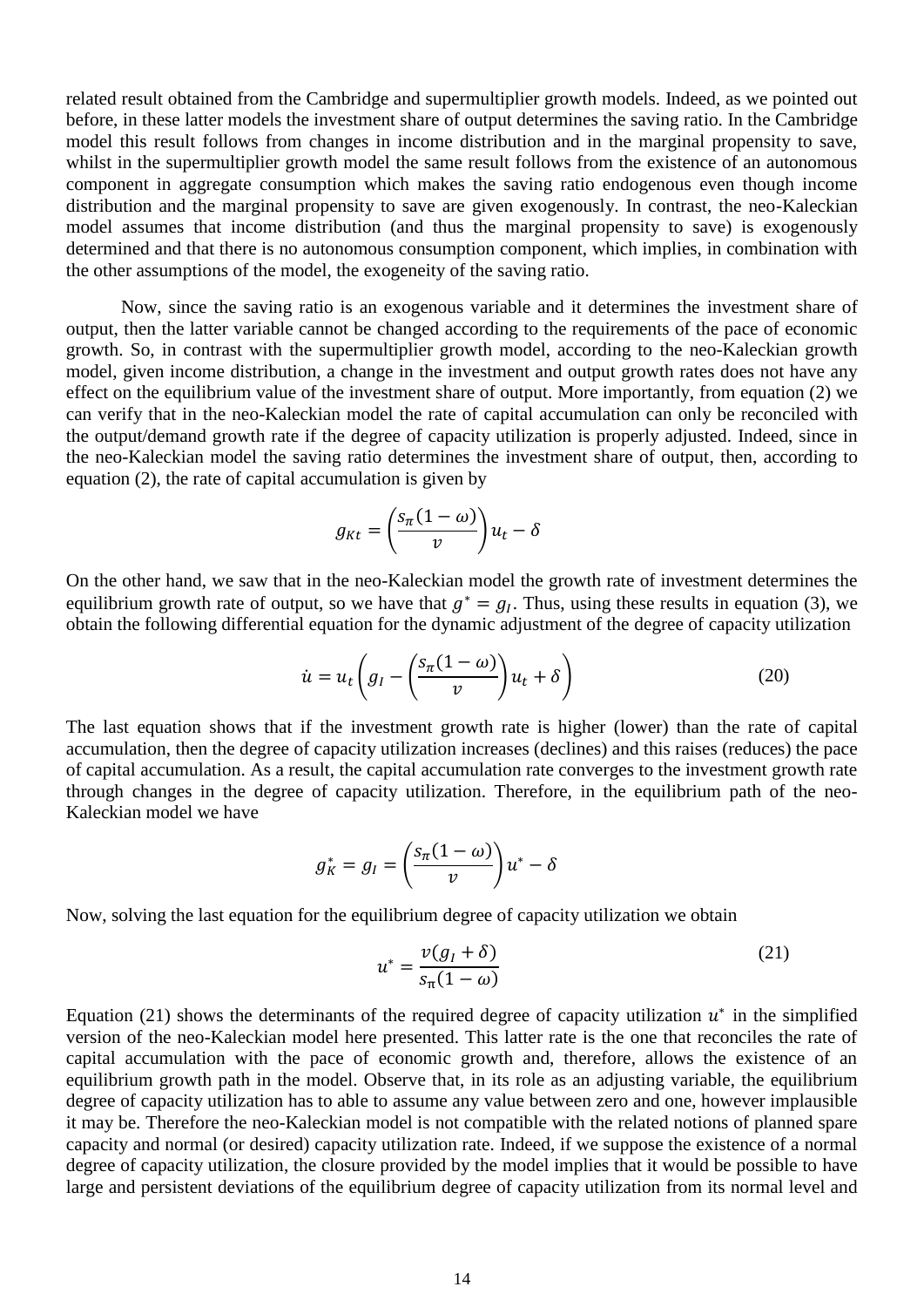related result obtained from the Cambridge and supermultiplier growth models. Indeed, as we pointed out before, in these latter models the investment share of output determines the saving ratio. In the Cambridge model this result follows from changes in income distribution and in the marginal propensity to save, whilst in the supermultiplier growth model the same result follows from the existence of an autonomous component in aggregate consumption which makes the saving ratio endogenous even though income distribution and the marginal propensity to save are given exogenously. In contrast, the neo-Kaleckian model assumes that income distribution (and thus the marginal propensity to save) is exogenously determined and that there is no autonomous consumption component, which implies, in combination with the other assumptions of the model, the exogeneity of the saving ratio.

Now, since the saving ratio is an exogenous variable and it determines the investment share of output, then the latter variable cannot be changed according to the requirements of the pace of economic growth. So, in contrast with the supermultiplier growth model, according to the neo-Kaleckian growth model, given income distribution, a change in the investment and output growth rates does not have any effect on the equilibrium value of the investment share of output. More importantly, from equation (2) we can verify that in the neo-Kaleckian model the rate of capital accumulation can only be reconciled with the output/demand growth rate if the degree of capacity utilization is properly adjusted. Indeed, since in the neo-Kaleckian model the saving ratio determines the investment share of output, then, according to equation (2), the rate of capital accumulation is given by

$$g_{Kt} = \left(\frac{s_\pi(1-\omega)}{v}\right)u_t - \delta$$

On the other hand, we saw that in the neo-Kaleckian model the growth rate of investment determines the equilibrium growth rate of output, so we have that $g^* = g_I$. Thus, using these results in equation (3), we obtain the following differential equation for the dynamic adjustment of the degree of capacity utilization

$$\dot{u} = u_t\left(g_I - \left(\frac{s_\pi(1-\omega)}{v}\right)u_t + \delta\right) \tag{20}$$

The last equation shows that if the investment growth rate is higher (lower) than the rate of capital accumulation, then the degree of capacity utilization increases (declines) and this raises (reduces) the pace of capital accumulation. As a result, the capital accumulation rate converges to the investment growth rate through changes in the degree of capacity utilization. Therefore, in the equilibrium path of the neo-Kaleckian model we have

$$g_K^* = g_I = \left(\frac{s_\pi(1-\omega)}{v}\right)u^* - \delta$$

Now, solving the last equation for the equilibrium degree of capacity utilization we obtain

$$u^* = \frac{v(g_I + \delta)}{s_\pi(1-\omega)} \tag{21}$$

Equation (21) shows the determinants of the required degree of capacity utilization $u^*$ in the simplified version of the neo-Kaleckian model here presented. This latter rate is the one that reconciles the rate of capital accumulation with the pace of economic growth and, therefore, allows the existence of an equilibrium growth path in the model. Observe that, in its role as an adjusting variable, the equilibrium degree of capacity utilization has to able to assume any value between zero and one, however implausible it may be. Therefore the neo-Kaleckian model is not compatible with the related notions of planned spare capacity and normal (or desired) capacity utilization rate. Indeed, if we suppose the existence of a normal degree of capacity utilization, the closure provided by the model implies that it would be possible to have large and persistent deviations of the equilibrium degree of capacity utilization from its normal level and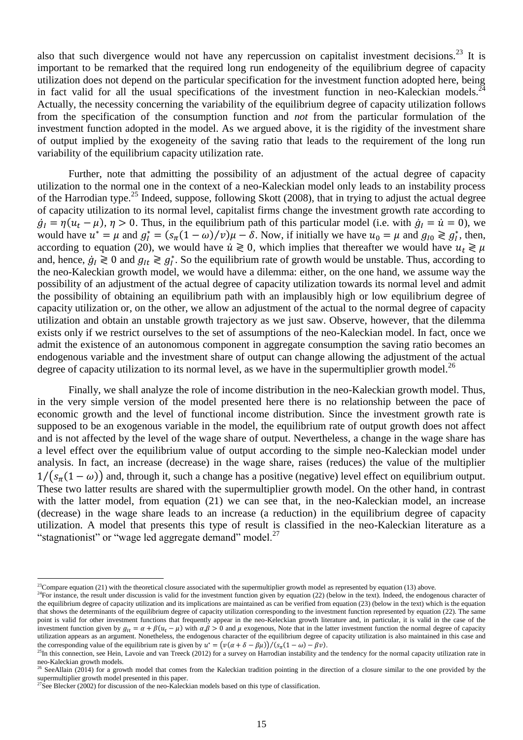also that such divergence would not have any repercussion on capitalist investment decisions.[23] It is important to be remarked that the required long run endogeneity of the equilibrium degree of capacity utilization does not depend on the particular specification for the investment function adopted here, being in fact valid for all the usual specifications of the investment function in neo-Kaleckian models.[24] Actually, the necessity concerning the variability of the equilibrium degree of capacity utilization follows from the specification of the consumption function and *not* from the particular formulation of the investment function adopted in the model. As we argued above, it is the rigidity of the investment share of output implied by the exogeneity of the saving ratio that leads to the requirement of the long run variability of the equilibrium capacity utilization rate.

Further, note that admitting the possibility of an adjustment of the actual degree of capacity utilization to the normal one in the context of a neo-Kaleckian model only leads to an instability process of the Harrodian type.[25] Indeed, suppose, following Skott (2008), that in trying to adjust the actual degree of capacity utilization to its normal level, capitalist firms change the investment growth rate according to $\dot{g}_I = \eta(u_t - \mu)$, $\eta > 0$. Thus, in the equilibrium path of this particular model (i.e. with $\dot{g}_I = \dot{u} = 0$), we would have $u^* = \mu$ and $g_I^* = (s_\pi(1-\omega)/v)\mu - \delta$. Now, if initially we have $u_0 = \mu$ and $g_{I0} \gtreqless g_I^*$, then, according to equation (20), we would have $\dot{u} \gtreqless 0$, which implies that thereafter we would have $u_t \gtreqless \mu$ and, hence, $\dot{g}_I \gtreqless 0$ and $g_{It} \gtreqless g_I^*$. So the equilibrium rate of growth would be unstable. Thus, according to the neo-Kaleckian growth model, we would have a dilemma: either, on the one hand, we assume way the possibility of an adjustment of the actual degree of capacity utilization towards its normal level and admit the possibility of obtaining an equilibrium path with an implausibly high or low equilibrium degree of capacity utilization or, on the other, we allow an adjustment of the actual to the normal degree of capacity utilization and obtain an unstable growth trajectory as we just saw. Observe, however, that the dilemma exists only if we restrict ourselves to the set of assumptions of the neo-Kaleckian model. In fact, once we admit the existence of an autonomous component in aggregate consumption the saving ratio becomes an endogenous variable and the investment share of output can change allowing the adjustment of the actual degree of capacity utilization to its normal level, as we have in the supermultiplier growth model.[26]

Finally, we shall analyze the role of income distribution in the neo-Kaleckian growth model. Thus, in the very simple version of the model presented here there is no relationship between the pace of economic growth and the level of functional income distribution. Since the investment growth rate is supposed to be an exogenous variable in the model, the equilibrium rate of output growth does not affect and is not affected by the level of the wage share of output. Nevertheless, a change in the wage share has a level effect over the equilibrium value of output according to the simple neo-Kaleckian model under analysis. In fact, an increase (decrease) in the wage share, raises (reduces) the value of the multiplier $1/(s_\pi(1-\omega))$ and, through it, such a change has a positive (negative) level effect on equilibrium output. These two latter results are shared with the supermultiplier growth model. On the other hand, in contrast with the latter model, from equation (21) we can see that, in the neo-Kaleckian model, an increase (decrease) in the wage share leads to an increase (a reduction) in the equilibrium degree of capacity utilization. A model that presents this type of result is classified in the neo-Kaleckian literature as a "stagnationist" or "wage led aggregate demand" model.[27]

---

[23] Compare equation (21) with the theoretical closure associated with the supermultiplier growth model as represented by equation (13) above.

[24] For instance, the result under discussion is valid for the investment function given by equation (22) (below in the text). Indeed, the endogenous character of the equilibrium degree of capacity utilization and its implications are maintained as can be verified from equation (23) (below in the text) which is the equation that shows the determinants of the equilibrium degree of capacity utilization corresponding to the investment function represented by equation (22). The same point is valid for other investment functions that frequently appear in the neo-Keleckian growth literature and, in particular, it is valid in the case of the investment function given by $g_{It} = \alpha + \beta(u_t - \mu)$ with $\alpha, \beta > 0$ and $\mu$ exogenous, Note that in the latter investment function the normal degree of capacity utilization appears as an argument. Nonetheless, the endogenous character of the equilibrium degree of capacity utilization is also maintained in this case and the corresponding value of the equilibrium rate is given by $u^* = (v(\alpha + \delta - \beta\mu))/(s_\pi(1-\omega) - \beta v)$.

[25] In this connection, see Hein, Lavoie and van Treeck (2012) for a survey on Harrodian instability and the tendency for the normal capacity utilization rate in neo-Kaleckian growth models.

[26] SeeAllain (2014) for a growth model that comes from the Kaleckian tradition pointing in the direction of a closure similar to the one provided by the supermultiplier growth model presented in this paper.

[27] See Blecker (2002) for discussion of the neo-Kaleckian models based on this type of classification.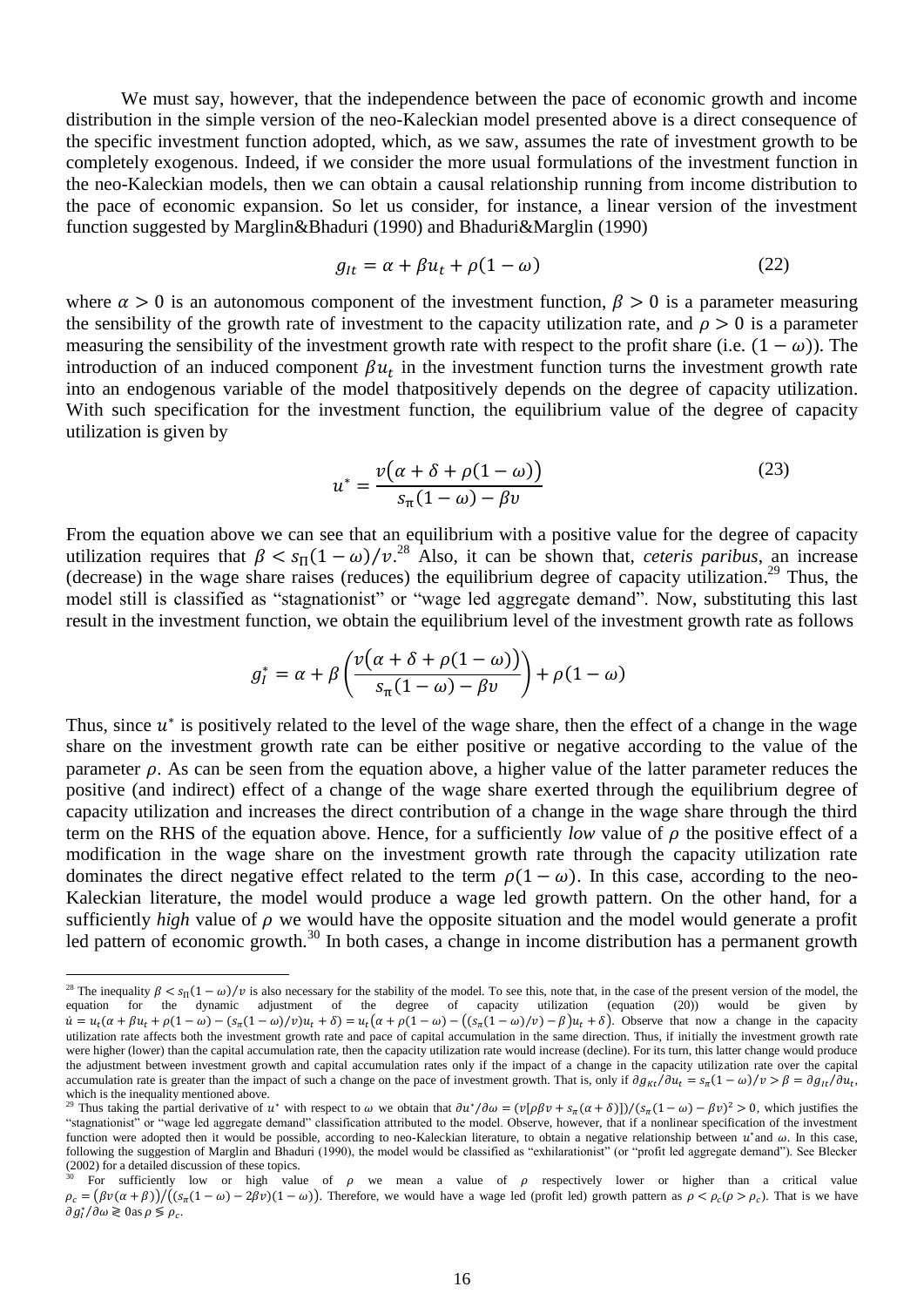We must say, however, that the independence between the pace of economic growth and income distribution in the simple version of the neo-Kaleckian model presented above is a direct consequence of the specific investment function adopted, which, as we saw, assumes the rate of investment growth to be completely exogenous. Indeed, if we consider the more usual formulations of the investment function in the neo-Kaleckian models, then we can obtain a causal relationship running from income distribution to the pace of economic expansion. So let us consider, for instance, a linear version of the investment function suggested by Marglin&Bhaduri (1990) and Bhaduri&Marglin (1990)

$$g_{It} = \alpha + \beta u_t + \rho(1 - \omega) \tag{22}$$

where $\alpha > 0$ is an autonomous component of the investment function, $\beta > 0$ is a parameter measuring the sensibility of the growth rate of investment to the capacity utilization rate, and $\rho > 0$ is a parameter measuring the sensibility of the investment growth rate with respect to the profit share (i.e. $(1 - \omega)$). The introduction of an induced component $\beta u_t$ in the investment function turns the investment growth rate into an endogenous variable of the model thatpositively depends on the degree of capacity utilization. With such specification for the investment function, the equilibrium value of the degree of capacity utilization is given by

$$u^* = \frac{v\big(\alpha + \delta + \rho(1 - \omega)\big)}{s_\pi(1 - \omega) - \beta v} \tag{23}$$

From the equation above we can see that an equilibrium with a positive value for the degree of capacity utilization requires that $\beta < s_\Pi(1 - \omega)/v$.[28] Also, it can be shown that, *ceteris paribus*, an increase (decrease) in the wage share raises (reduces) the equilibrium degree of capacity utilization.[29] Thus, the model still is classified as "stagnationist" or "wage led aggregate demand". Now, substituting this last result in the investment function, we obtain the equilibrium level of the investment growth rate as follows

$$g_I^* = \alpha + \beta\left(\frac{v\big(\alpha + \delta + \rho(1 - \omega)\big)}{s_\pi(1 - \omega) - \beta v}\right) + \rho(1 - \omega)$$

Thus, since $u^*$ is positively related to the level of the wage share, then the effect of a change in the wage share on the investment growth rate can be either positive or negative according to the value of the parameter $\rho$. As can be seen from the equation above, a higher value of the latter parameter reduces the positive (and indirect) effect of a change of the wage share exerted through the equilibrium degree of capacity utilization and increases the direct contribution of a change in the wage share through the third term on the RHS of the equation above. Hence, for a sufficiently *low* value of $\rho$ the positive effect of a modification in the wage share on the investment growth rate through the capacity utilization rate dominates the direct negative effect related to the term $\rho(1 - \omega)$. In this case, according to the neo-Kaleckian literature, the model would produce a wage led growth pattern. On the other hand, for a sufficiently *high* value of $\rho$ we would have the opposite situation and the model would generate a profit led pattern of economic growth.[30] In both cases, a change in income distribution has a permanent growth

---

[28] The inequality $\beta < s_\Pi(1 - \omega)/v$ is also necessary for the stability of the model. To see this, note that, in the case of the present version of the model, the equation for the dynamic adjustment of the degree of capacity utilization (equation (20)) would be given by $\dot{u} = u_t(\alpha + \beta u_t + \rho(1 - \omega) - (s_\pi(1 - \omega)/v)u_t + \delta) = u_t\big(\alpha + \rho(1 - \omega) - \big((s_\pi(1 - \omega)/v) - \beta\big)u_t + \delta\big)$. Observe that now a change in the capacity utilization rate affects both the investment growth rate and pace of capital accumulation in the same direction. Thus, if initially the investment growth rate were higher (lower) than the capital accumulation rate, then the capacity utilization rate would increase (decline). For its turn, this latter change would produce the adjustment between investment growth and capital accumulation rates only if the impact of a change in the capacity utilization rate over the capital accumulation rate is greater than the impact of such a change on the pace of investment growth. That is, only if $\partial g_{Kt}/\partial u_t = s_\pi(1 - \omega)/v > \beta = \partial g_{It}/\partial u_t$, which is the inequality mentioned above.

[29] Thus taking the partial derivative of $u^*$ with respect to $\omega$ we obtain that $\partial u^*/\partial \omega = (v[\rho\beta v + s_\pi(\alpha + \delta)])/(s_\pi(1 - \omega) - \beta v)^2 > 0$, which justifies the "stagnationist" or "wage led aggregate demand" classification attributed to the model. Observe, however, that if a nonlinear specification of the investment function were adopted then it would be possible, according to neo-Kaleckian literature, to obtain a negative relationship between $u^*$and $\omega$. In this case, following the suggestion of Marglin and Bhaduri (1990), the model would be classified as "exhilarationist" (or "profit led aggregate demand"). See Blecker (2002) for a detailed discussion of these topics.

[30] For sufficiently low or high value of $\rho$ we mean a value of $\rho$ respectively lower or higher than a critical value $\rho_c = \big(\beta v(\alpha + \beta)\big)/\big((s_\pi(1 - \omega) - 2\beta v)(1 - \omega)\big)$. Therefore, we would have a wage led (profit led) growth pattern as $\rho < \rho_c(\rho > \rho_c)$. That is we have $\partial g_I^*/\partial \omega \gtrless 0$ as $\rho \lesseqgtr \rho_c$.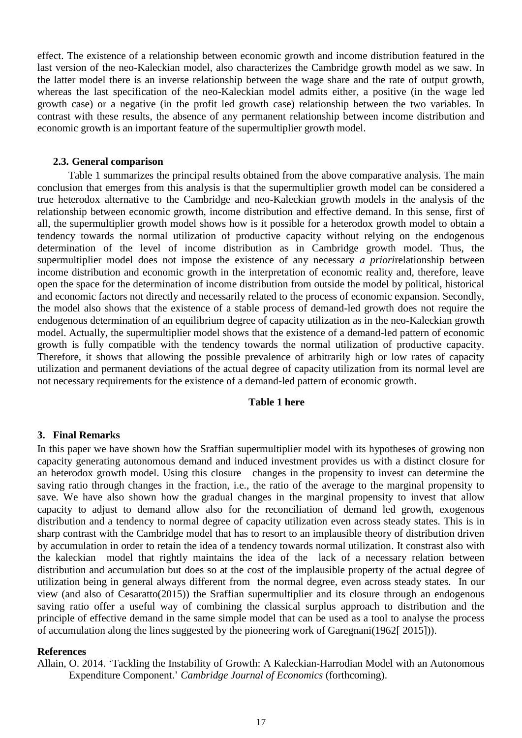effect. The existence of a relationship between economic growth and income distribution featured in the last version of the neo-Kaleckian model, also characterizes the Cambridge growth model as we saw. In the latter model there is an inverse relationship between the wage share and the rate of output growth, whereas the last specification of the neo-Kaleckian model admits either, a positive (in the wage led growth case) or a negative (in the profit led growth case) relationship between the two variables. In contrast with these results, the absence of any permanent relationship between income distribution and economic growth is an important feature of the supermultiplier growth model.

### 2.3. General comparison

Table 1 summarizes the principal results obtained from the above comparative analysis. The main conclusion that emerges from this analysis is that the supermultiplier growth model can be considered a true heterodox alternative to the Cambridge and neo-Kaleckian growth models in the analysis of the relationship between economic growth, income distribution and effective demand. In this sense, first of all, the supermultiplier growth model shows how is it possible for a heterodox growth model to obtain a tendency towards the normal utilization of productive capacity without relying on the endogenous determination of the level of income distribution as in Cambridge growth model. Thus, the supermultiplier model does not impose the existence of any necessary *a priori*relationship between income distribution and economic growth in the interpretation of economic reality and, therefore, leave open the space for the determination of income distribution from outside the model by political, historical and economic factors not directly and necessarily related to the process of economic expansion. Secondly, the model also shows that the existence of a stable process of demand-led growth does not require the endogenous determination of an equilibrium degree of capacity utilization as in the neo-Kaleckian growth model. Actually, the supermultiplier model shows that the existence of a demand-led pattern of economic growth is fully compatible with the tendency towards the normal utilization of productive capacity. Therefore, it shows that allowing the possible prevalence of arbitrarily high or low rates of capacity utilization and permanent deviations of the actual degree of capacity utilization from its normal level are not necessary requirements for the existence of a demand-led pattern of economic growth.

**Table 1 here**

## 3. Final Remarks

In this paper we have shown how the Sraffian supermultiplier model with its hypotheses of growing non capacity generating autonomous demand and induced investment provides us with a distinct closure for an heterodox growth model. Using this closure changes in the propensity to invest can determine the saving ratio through changes in the fraction, i.e., the ratio of the average to the marginal propensity to save. We have also shown how the gradual changes in the marginal propensity to invest that allow capacity to adjust to demand allow also for the reconciliation of demand led growth, exogenous distribution and a tendency to normal degree of capacity utilization even across steady states. This is in sharp contrast with the Cambridge model that has to resort to an implausible theory of distribution driven by accumulation in order to retain the idea of a tendency towards normal utilization. It constrast also with the kaleckian model that rightly maintains the idea of the lack of a necessary relation between distribution and accumulation but does so at the cost of the implausible property of the actual degree of utilization being in general always different from the normal degree, even across steady states. In our view (and also of Cesaratto(2015)) the Sraffian supermultiplier and its closure through an endogenous saving ratio offer a useful way of combining the classical surplus approach to distribution and the principle of effective demand in the same simple model that can be used as a tool to analyse the process of accumulation along the lines suggested by the pioneering work of Garegnani(1962[ 2015])).

## References

Allain, O. 2014. 'Tackling the Instability of Growth: A Kaleckian-Harrodian Model with an Autonomous Expenditure Component.' *Cambridge Journal of Economics* (forthcoming).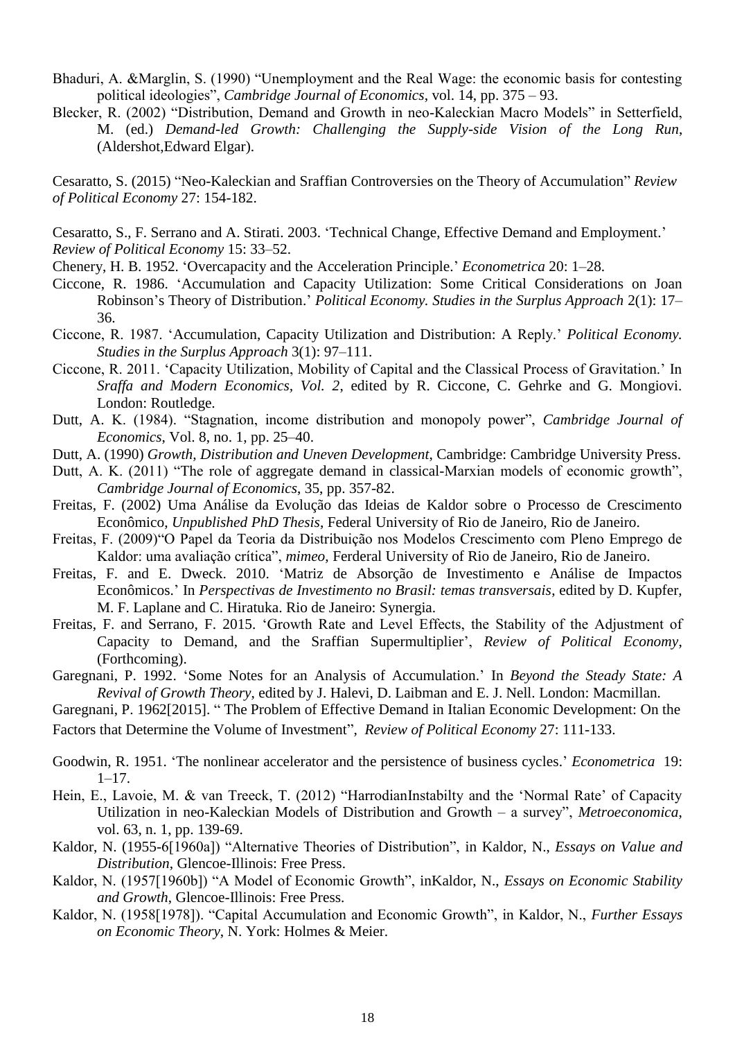Bhaduri, A. &Marglin, S. (1990) "Unemployment and the Real Wage: the economic basis for contesting political ideologies", *Cambridge Journal of Economics*, vol. 14, pp. 375 – 93.

Blecker, R. (2002) "Distribution, Demand and Growth in neo-Kaleckian Macro Models" in Setterfield, M. (ed.) *Demand-led Growth: Challenging the Supply-side Vision of the Long Run*, (Aldershot,Edward Elgar).

Cesaratto, S. (2015) "Neo-Kaleckian and Sraffian Controversies on the Theory of Accumulation" *Review of Political Economy* 27: 154-182.

Cesaratto, S., F. Serrano and A. Stirati. 2003. 'Technical Change, Effective Demand and Employment.' *Review of Political Economy* 15: 33–52.

Chenery, H. B. 1952. 'Overcapacity and the Acceleration Principle.' *Econometrica* 20: 1–28.

Ciccone, R. 1986. 'Accumulation and Capacity Utilization: Some Critical Considerations on Joan Robinson's Theory of Distribution.' *Political Economy. Studies in the Surplus Approach* 2(1): 17–36.

Ciccone, R. 1987. 'Accumulation, Capacity Utilization and Distribution: A Reply.' *Political Economy. Studies in the Surplus Approach* 3(1): 97–111.

Ciccone, R. 2011. 'Capacity Utilization, Mobility of Capital and the Classical Process of Gravitation.' In *Sraffa and Modern Economics, Vol. 2*, edited by R. Ciccone, C. Gehrke and G. Mongiovi. London: Routledge.

Dutt, A. K. (1984). "Stagnation, income distribution and monopoly power", *Cambridge Journal of Economics*, Vol. 8, no. 1, pp. 25–40.

Dutt, A. (1990) *Growth, Distribution and Uneven Development*, Cambridge: Cambridge University Press.

Dutt, A. K. (2011) "The role of aggregate demand in classical-Marxian models of economic growth", *Cambridge Journal of Economics*, 35, pp. 357-82.

Freitas, F. (2002) Uma Análise da Evolução das Ideias de Kaldor sobre o Processo de Crescimento Econômico, *Unpublished PhD Thesis*, Federal University of Rio de Janeiro, Rio de Janeiro.

Freitas, F. (2009)"O Papel da Teoria da Distribuição nos Modelos Crescimento com Pleno Emprego de Kaldor: uma avaliação crítica", *mimeo*, Ferderal University of Rio de Janeiro, Rio de Janeiro.

Freitas, F. and E. Dweck. 2010. 'Matriz de Absorção de Investimento e Análise de Impactos Econômicos.' In *Perspectivas de Investimento no Brasil: temas transversais*, edited by D. Kupfer, M. F. Laplane and C. Hiratuka. Rio de Janeiro: Synergia.

Freitas, F. and Serrano, F. 2015. 'Growth Rate and Level Effects, the Stability of the Adjustment of Capacity to Demand, and the Sraffian Supermultiplier', *Review of Political Economy*, (Forthcoming).

Garegnani, P. 1992. 'Some Notes for an Analysis of Accumulation.' In *Beyond the Steady State: A Revival of Growth Theory*, edited by J. Halevi, D. Laibman and E. J. Nell. London: Macmillan.

Garegnani, P. 1962[2015]. " The Problem of Effective Demand in Italian Economic Development: On the Factors that Determine the Volume of Investment", *Review of Political Economy* 27: 111-133.

Goodwin, R. 1951. 'The nonlinear accelerator and the persistence of business cycles.' *Econometrica* 19: 1–17.

Hein, E., Lavoie, M. & van Treeck, T. (2012) "HarrodianInstabilty and the 'Normal Rate' of Capacity Utilization in neo-Kaleckian Models of Distribution and Growth – a survey", *Metroeconomica*, vol. 63, n. 1, pp. 139-69.

Kaldor, N. (1955-6[1960a]) "Alternative Theories of Distribution", in Kaldor, N., *Essays on Value and Distribution*, Glencoe-Illinois: Free Press.

Kaldor, N. (1957[1960b]) "A Model of Economic Growth", inKaldor, N., *Essays on Economic Stability and Growth*, Glencoe-Illinois: Free Press.

Kaldor, N. (1958[1978]). "Capital Accumulation and Economic Growth", in Kaldor, N., *Further Essays on Economic Theory*, N. York: Holmes & Meier.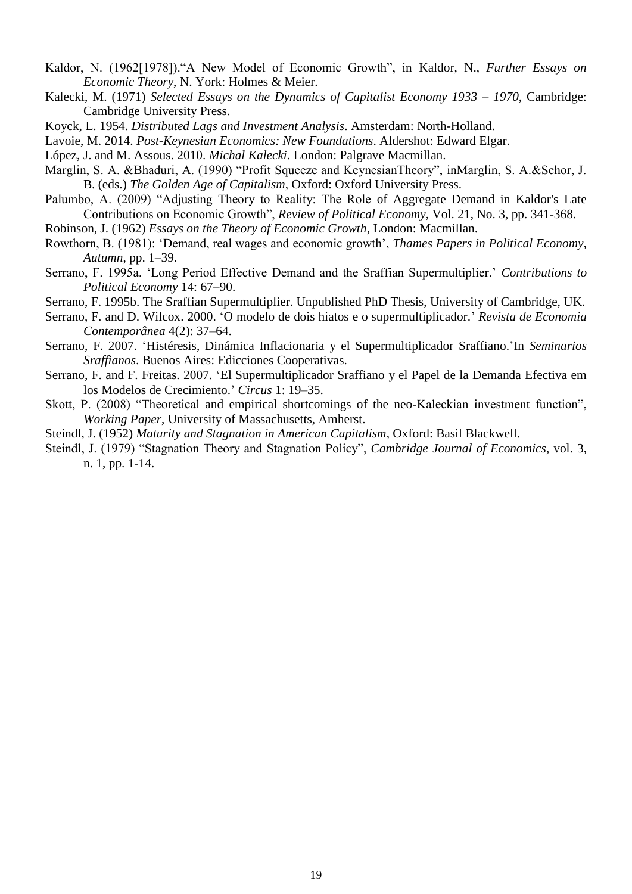Kaldor, N. (1962[1978]).“A New Model of Economic Growth”, in Kaldor, N., *Further Essays on Economic Theory*, N. York: Holmes & Meier.

Kalecki, M. (1971) *Selected Essays on the Dynamics of Capitalist Economy 1933 – 1970*, Cambridge: Cambridge University Press.

Koyck, L. 1954. *Distributed Lags and Investment Analysis*. Amsterdam: North-Holland.

Lavoie, M. 2014. *Post-Keynesian Economics: New Foundations*. Aldershot: Edward Elgar.

López, J. and M. Assous. 2010. *Michal Kalecki*. London: Palgrave Macmillan.

Marglin, S. A. &Bhaduri, A. (1990) “Profit Squeeze and KeynesianTheory”, inMarglin, S. A.&Schor, J. B. (eds.) *The Golden Age of Capitalism*, Oxford: Oxford University Press.

Palumbo, A. (2009) “Adjusting Theory to Reality: The Role of Aggregate Demand in Kaldor's Late Contributions on Economic Growth”, *Review of Political Economy*, Vol. 21, No. 3, pp. 341-368.

Robinson, J. (1962) *Essays on the Theory of Economic Growth*, London: Macmillan.

Rowthorn, B. (1981): ‘Demand, real wages and economic growth’, *Thames Papers in Political Economy, Autumn*, pp. 1–39.

Serrano, F. 1995a. ‘Long Period Effective Demand and the Sraffian Supermultiplier.’ *Contributions to Political Economy* 14: 67–90.

Serrano, F. 1995b. The Sraffian Supermultiplier. Unpublished PhD Thesis, University of Cambridge, UK.

Serrano, F. and D. Wilcox. 2000. ‘O modelo de dois hiatos e o supermultiplicador.’ *Revista de Economia Contemporânea* 4(2): 37–64.

Serrano, F. 2007. ‘Histéresis, Dinámica Inflacionaria y el Supermultiplicador Sraffiano.’In *Seminarios Sraffianos*. Buenos Aires: Edicciones Cooperativas.

Serrano, F. and F. Freitas. 2007. ‘El Supermultiplicador Sraffiano y el Papel de la Demanda Efectiva em los Modelos de Crecimiento.’ *Circus* 1: 19–35.

Skott, P. (2008) “Theoretical and empirical shortcomings of the neo-Kaleckian investment function”, *Working Paper*, University of Massachusetts, Amherst.

Steindl, J. (1952) *Maturity and Stagnation in American Capitalism*, Oxford: Basil Blackwell.

Steindl, J. (1979) “Stagnation Theory and Stagnation Policy”, *Cambridge Journal of Economics*, vol. 3, n. 1, pp. 1-14.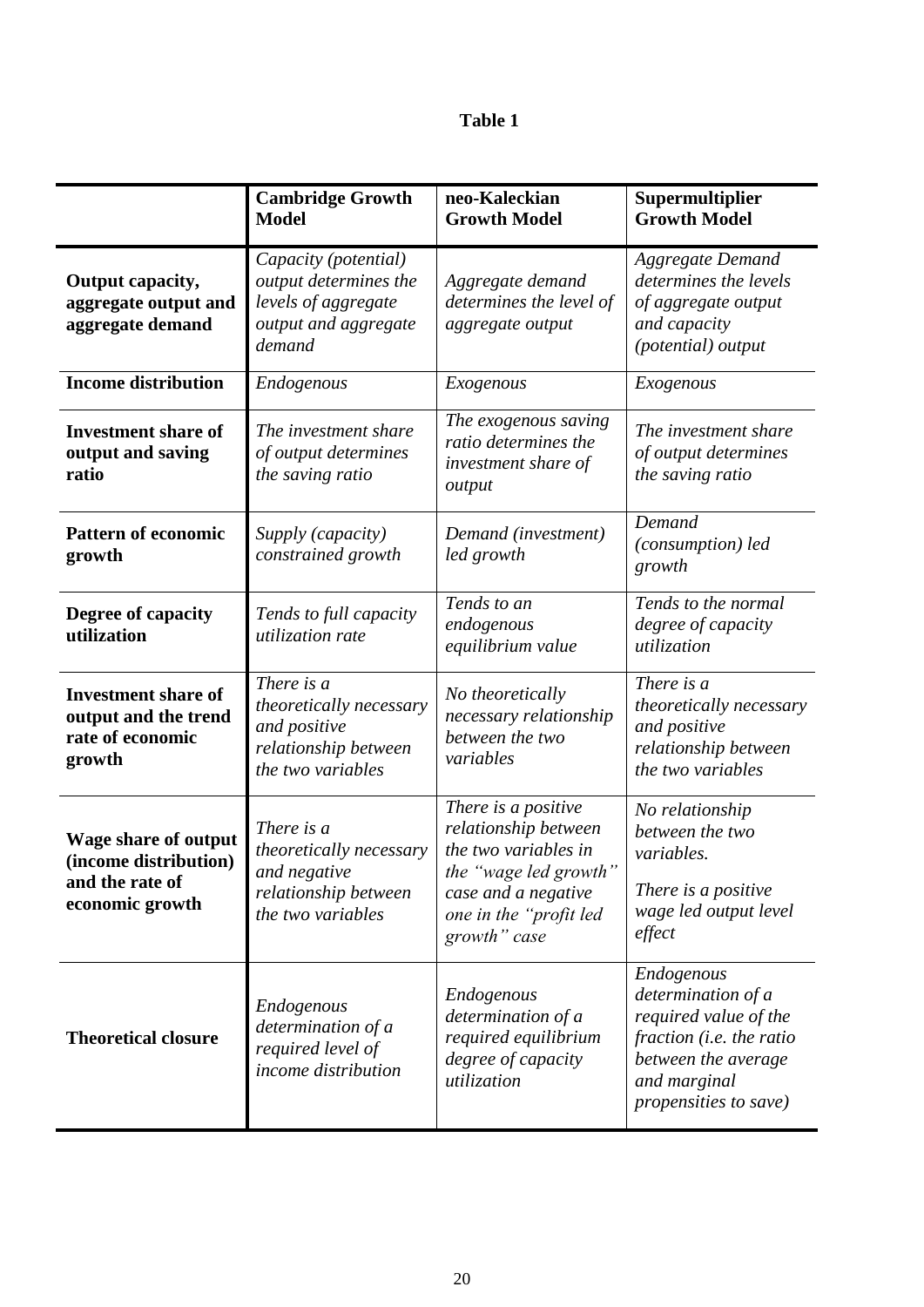**Table 1**

| | **Cambridge Growth Model** | **neo-Kaleckian Growth Model** | **Supermultiplier Growth Model** |
|---|---|---|---|
| **Output capacity, aggregate output and aggregate demand** | *Capacity (potential) output determines the levels of aggregate output and aggregate demand* | *Aggregate demand determines the level of aggregate output* | *Aggregate Demand determines the levels of aggregate output and capacity (potential) output* |
| **Income distribution** | *Endogenous* | *Exogenous* | *Exogenous* |
| **Investment share of output and saving ratio** | *The investment share of output determines the saving ratio* | *The exogenous saving ratio determines the investment share of output* | *The investment share of output determines the saving ratio* |
| **Pattern of economic growth** | *Supply (capacity) constrained growth* | *Demand (investment) led growth* | *Demand (consumption) led growth* |
| **Degree of capacity utilization** | *Tends to full capacity utilization rate* | *Tends to an endogenous equilibrium value* | *Tends to the normal degree of capacity utilization* |
| **Investment share of output and the trend rate of economic growth** | *There is a theoretically necessary and positive relationship between the two variables* | *No theoretically necessary relationship between the two variables* | *There is a theoretically necessary and positive relationship between the two variables* |
| **Wage share of output (income distribution) and the rate of economic growth** | *There is a theoretically necessary and negative relationship between the two variables* | *There is a positive relationship between the two variables in the "wage led growth" case and a negative one in the "profit led growth" case* | *No relationship between the two variables.* <br><br> *There is a positive wage led output level effect* |
| **Theoretical closure** | *Endogenous determination of a required level of income distribution* | *Endogenous determination of a required equilibrium degree of capacity utilization* | *Endogenous determination of a required value of the fraction (i.e. the ratio between the average and marginal propensities to save)* |